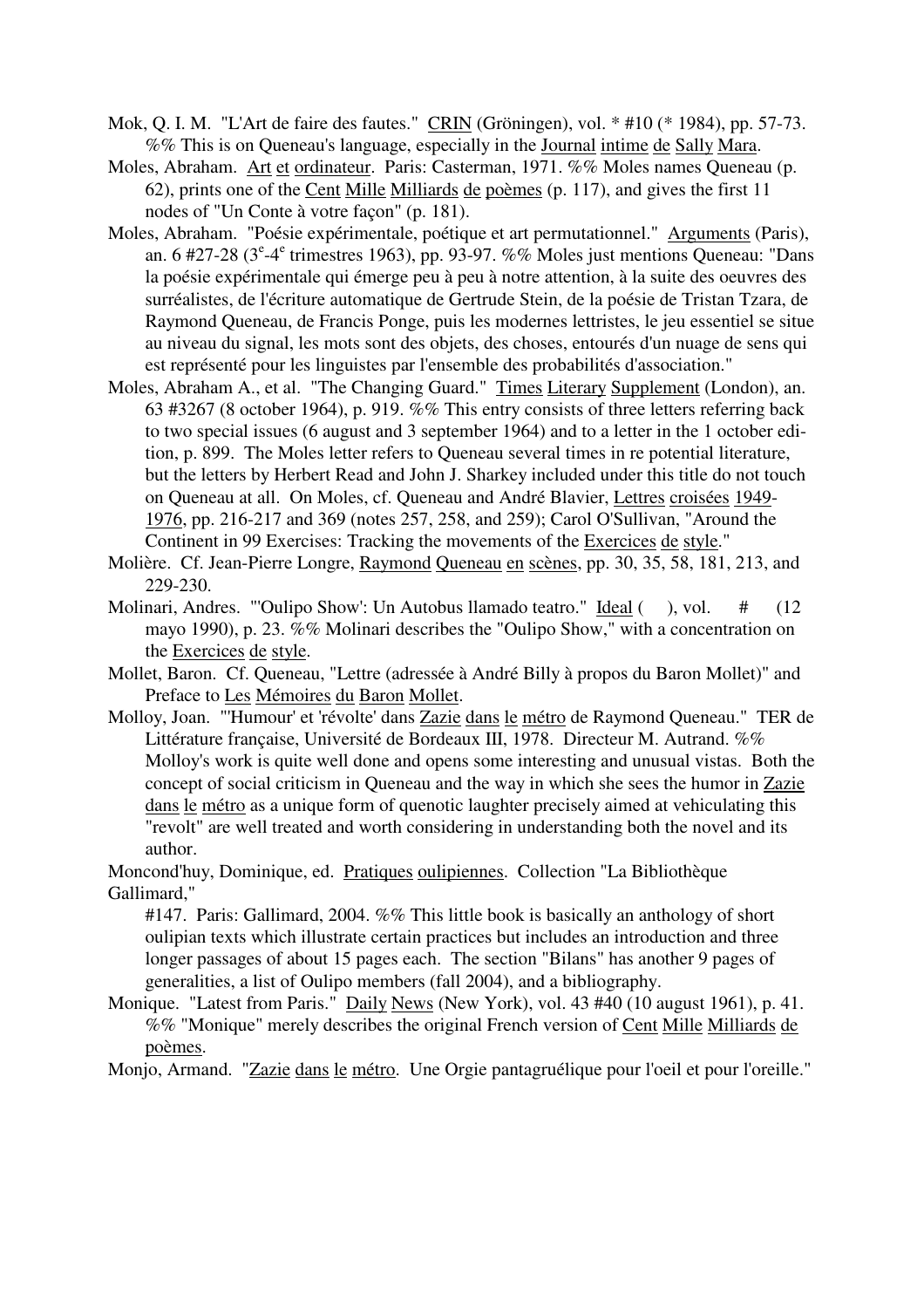Mok, Q. I. M. "L'Art de faire des fautes." CRIN (Gröningen), vol. * #10 (* 1984), pp. 57-73. %% This is on Queneau's language, especially in the Journal intime de Sally Mara.

Moles, Abraham. Art et ordinateur. Paris: Casterman, 1971. %% Moles names Queneau (p. 62), prints one of the Cent Mille Milliards de poèmes (p. 117), and gives the first 11 nodes of "Un Conte à votre façon" (p. 181).

Moles, Abraham. "Poésie expérimentale, poétique et art permutationnel." Arguments (Paris), an. 6 #27-28 (3e-4e trimestres 1963), pp. 93-97. %% Moles just mentions Queneau: "Dans la poésie expérimentale qui émerge peu à peu à notre attention, à la suite des oeuvres des surréalistes, de l'écriture automatique de Gertrude Stein, de la poésie de Tristan Tzara, de Raymond Queneau, de Francis Ponge, puis les modernes lettristes, le jeu essentiel se situe au niveau du signal, les mots sont des objets, des choses, entourés d'un nuage de sens qui est représenté pour les linguistes par l'ensemble des probabilités d'association."

Moles, Abraham A., et al. "The Changing Guard." Times Literary Supplement (London), an. 63 #3267 (8 october 1964), p. 919. %% This entry consists of three letters referring back to two special issues (6 august and 3 september 1964) and to a letter in the 1 october edition, p. 899. The Moles letter refers to Queneau several times in re potential literature, but the letters by Herbert Read and John J. Sharkey included under this title do not touch on Queneau at all. On Moles, cf. Queneau and André Blavier, Lettres croisées 1949-1976, pp. 216-217 and 369 (notes 257, 258, and 259); Carol O'Sullivan, "Around the Continent in 99 Exercises: Tracking the movements of the Exercices de style."

Molière. Cf. Jean-Pierre Longre, Raymond Queneau en scènes, pp. 30, 35, 58, 181, 213, and 229-230.

Molinari, Andres. "'Oulipo Show': Un Autobus llamado teatro." Ideal ( ), vol. # (12 mayo 1990), p. 23. %% Molinari describes the "Oulipo Show," with a concentration on the Exercices de style.

Mollet, Baron. Cf. Queneau, "Lettre (adressée à André Billy à propos du Baron Mollet)" and Preface to Les Mémoires du Baron Mollet.

Molloy, Joan. "'Humour' et 'révolte' dans Zazie dans le métro de Raymond Queneau." TER de Littérature française, Université de Bordeaux III, 1978. Directeur M. Autrand. %% Molloy's work is quite well done and opens some interesting and unusual vistas. Both the concept of social criticism in Queneau and the way in which she sees the humor in Zazie dans le métro as a unique form of quenotic laughter precisely aimed at vehiculating this "revolt" are well treated and worth considering in understanding both the novel and its author.

Moncond'huy, Dominique, ed. Pratiques oulipiennes. Collection "La Bibliothèque Gallimard," #147. Paris: Gallimard, 2004. %% This little book is basically an anthology of short oulipian texts which illustrate certain practices but includes an introduction and three longer passages of about 15 pages each. The section "Bilans" has another 9 pages of generalities, a list of Oulipo members (fall 2004), and a bibliography.

Monique. "Latest from Paris." Daily News (New York), vol. 43 #40 (10 august 1961), p. 41. %% "Monique" merely describes the original French version of Cent Mille Milliards de poèmes.

Monjo, Armand. "Zazie dans le métro. Une Orgie pantagruélique pour l'oeil et pour l'oreille."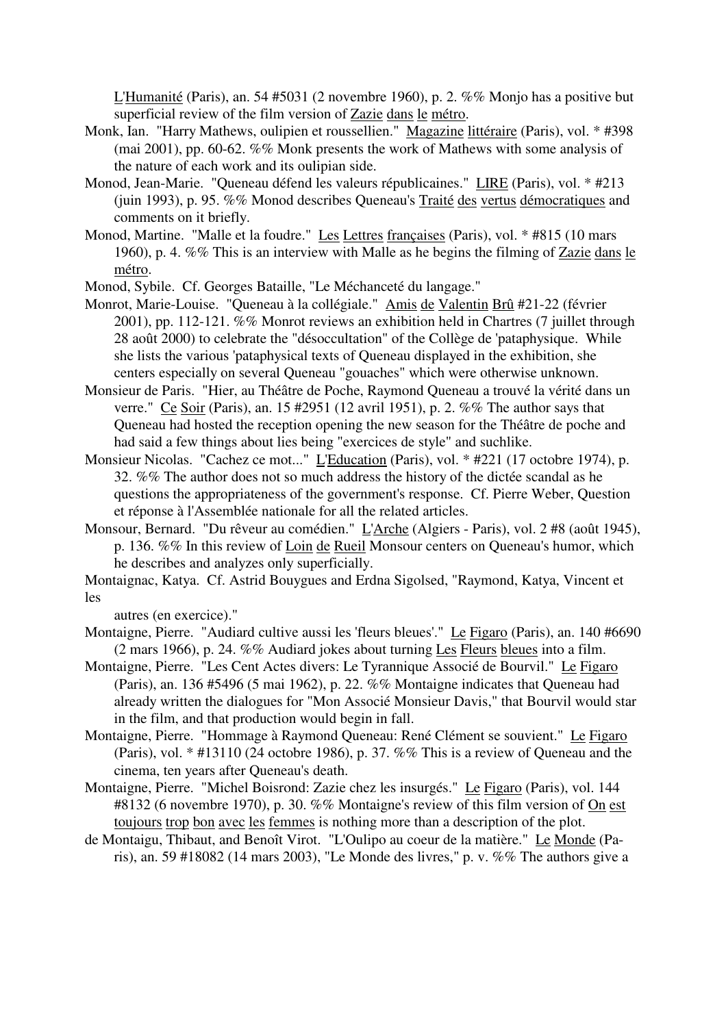L'Humanité (Paris), an. 54 #5031 (2 novembre 1960), p. 2. %% Monjo has a positive but superficial review of the film version of Zazie dans le métro.

Monk, Ian. "Harry Mathews, oulipien et roussellien." Magazine littéraire (Paris), vol. * #398 (mai 2001), pp. 60-62. %% Monk presents the work of Mathews with some analysis of the nature of each work and its oulipian side.

Monod, Jean-Marie. "Queneau défend les valeurs républicaines." LIRE (Paris), vol. * #213 (juin 1993), p. 95. %% Monod describes Queneau's Traité des vertus démocratiques and comments on it briefly.

Monod, Martine. "Malle et la foudre." Les Lettres françaises (Paris), vol. * #815 (10 mars 1960), p. 4. %% This is an interview with Malle as he begins the filming of Zazie dans le métro.

Monod, Sybile. Cf. Georges Bataille, "Le Méchanceté du langage."

Monrot, Marie-Louise. "Queneau à la collégiale." Amis de Valentin Brû #21-22 (février 2001), pp. 112-121. %% Monrot reviews an exhibition held in Chartres (7 juillet through 28 août 2000) to celebrate the "désoccultation" of the Collège de 'pataphysique. While she lists the various 'pataphysical texts of Queneau displayed in the exhibition, she centers especially on several Queneau "gouaches" which were otherwise unknown.

Monsieur de Paris. "Hier, au Théâtre de Poche, Raymond Queneau a trouvé la vérité dans un verre." Ce Soir (Paris), an. 15 #2951 (12 avril 1951), p. 2. %% The author says that Queneau had hosted the reception opening the new season for the Théâtre de poche and had said a few things about lies being "exercices de style" and suchlike.

Monsieur Nicolas. "Cachez ce mot..." L'Education (Paris), vol. * #221 (17 octobre 1974), p. 32. %% The author does not so much address the history of the dictée scandal as he questions the appropriateness of the government's response. Cf. Pierre Weber, Question et réponse à l'Assemblée nationale for all the related articles.

Monsour, Bernard. "Du rêveur au comédien." L'Arche (Algiers - Paris), vol. 2 #8 (août 1945), p. 136. %% In this review of Loin de Rueil Monsour centers on Queneau's humor, which he describes and analyzes only superficially.

Montaignac, Katya. Cf. Astrid Bouygues and Erdna Sigolsed, "Raymond, Katya, Vincent et les autres (en exercice)."

Montaigne, Pierre. "Audiard cultive aussi les 'fleurs bleues'." Le Figaro (Paris), an. 140 #6690 (2 mars 1966), p. 24. %% Audiard jokes about turning Les Fleurs bleues into a film.

Montaigne, Pierre. "Les Cent Actes divers: Le Tyrannique Associé de Bourvil." Le Figaro (Paris), an. 136 #5496 (5 mai 1962), p. 22. %% Montaigne indicates that Queneau had already written the dialogues for "Mon Associé Monsieur Davis," that Bourvil would star in the film, and that production would begin in fall.

Montaigne, Pierre. "Hommage à Raymond Queneau: René Clément se souvient." Le Figaro (Paris), vol. * #13110 (24 octobre 1986), p. 37. %% This is a review of Queneau and the cinema, ten years after Queneau's death.

Montaigne, Pierre. "Michel Boisrond: Zazie chez les insurgés." Le Figaro (Paris), vol. 144 #8132 (6 novembre 1970), p. 30. %% Montaigne's review of this film version of On est toujours trop bon avec les femmes is nothing more than a description of the plot.

de Montaigu, Thibaut, and Benoît Virot. "L'Oulipo au coeur de la matière." Le Monde (Paris), an. 59 #18082 (14 mars 2003), "Le Monde des livres," p. v. %% The authors give a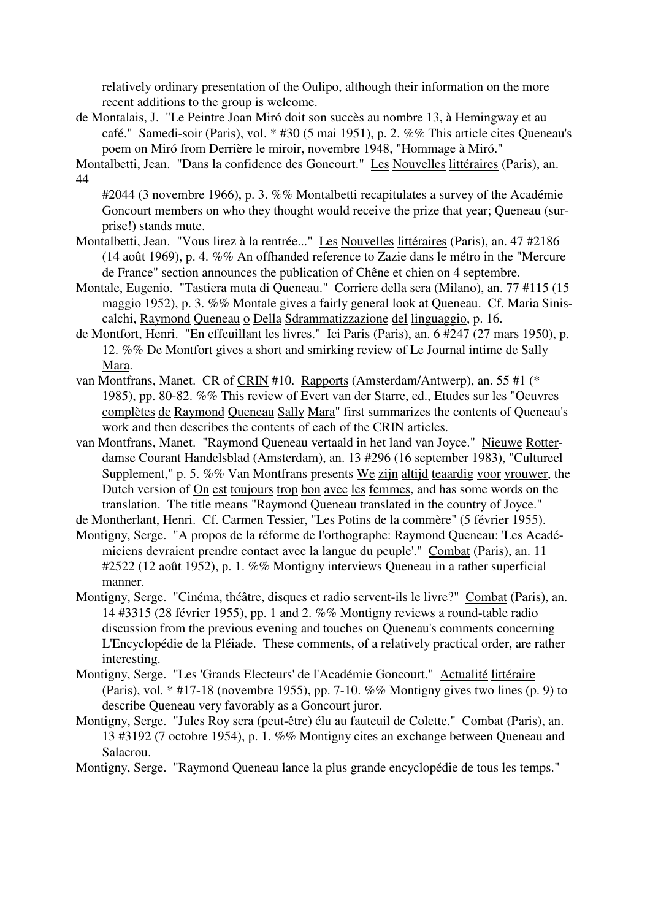relatively ordinary presentation of the Oulipo, although their information on the more recent additions to the group is welcome.

de Montalais, J. "Le Peintre Joan Miró doit son succès au nombre 13, à Hemingway et au café." Samedi-soir (Paris), vol. * #30 (5 mai 1951), p. 2. %% This article cites Queneau's poem on Miró from Derrière le miroir, novembre 1948, "Hommage à Miró."

Montalbetti, Jean. "Dans la confidence des Goncourt." Les Nouvelles littéraires (Paris), an. 44 #2044 (3 novembre 1966), p. 3. %% Montalbetti recapitulates a survey of the Académie Goncourt members on who they thought would receive the prize that year; Queneau (surprise!) stands mute.

Montalbetti, Jean. "Vous lirez à la rentrée..." Les Nouvelles littéraires (Paris), an. 47 #2186 (14 août 1969), p. 4. %% An offhanded reference to Zazie dans le métro in the "Mercure de France" section announces the publication of Chêne et chien on 4 septembre.

Montale, Eugenio. "Tastiera muta di Queneau." Corriere della sera (Milano), an. 77 #115 (15 maggio 1952), p. 3. %% Montale gives a fairly general look at Queneau. Cf. Maria Siniscalchi, Raymond Queneau o Della Sdrammatizzazione del linguaggio, p. 16.

de Montfort, Henri. "En effeuillant les livres." Ici Paris (Paris), an. 6 #247 (27 mars 1950), p. 12. %% De Montfort gives a short and smirking review of Le Journal intime de Sally Mara.

van Montfrans, Manet. CR of CRIN #10. Rapports (Amsterdam/Antwerp), an. 55 #1 (* 1985), pp. 80-82. %% This review of Evert van der Starre, ed., Etudes sur les "Oeuvres complètes de ~~Raymond Queneau~~ Sally Mara" first summarizes the contents of Queneau's work and then describes the contents of each of the CRIN articles.

van Montfrans, Manet. "Raymond Queneau vertaald in het land van Joyce." Nieuwe Rotterdamse Courant Handelsblad (Amsterdam), an. 13 #296 (16 september 1983), "Cultureel Supplement," p. 5. %% Van Montfrans presents We zijn altijd teaardig voor vrouwer, the Dutch version of On est toujours trop bon avec les femmes, and has some words on the translation. The title means "Raymond Queneau translated in the country of Joyce."

de Montherlant, Henri. Cf. Carmen Tessier, "Les Potins de la commère" (5 février 1955).

Montigny, Serge. "A propos de la réforme de l'orthographe: Raymond Queneau: 'Les Académiciens devraient prendre contact avec la langue du peuple'." Combat (Paris), an. 11 #2522 (12 août 1952), p. 1. %% Montigny interviews Queneau in a rather superficial manner.

Montigny, Serge. "Cinéma, théâtre, disques et radio servent-ils le livre?" Combat (Paris), an. 14 #3315 (28 février 1955), pp. 1 and 2. %% Montigny reviews a round-table radio discussion from the previous evening and touches on Queneau's comments concerning L'Encyclopédie de la Pléiade. These comments, of a relatively practical order, are rather interesting.

Montigny, Serge. "Les 'Grands Electeurs' de l'Académie Goncourt." Actualité littéraire (Paris), vol. * #17-18 (novembre 1955), pp. 7-10. %% Montigny gives two lines (p. 9) to describe Queneau very favorably as a Goncourt juror.

Montigny, Serge. "Jules Roy sera (peut-être) élu au fauteuil de Colette." Combat (Paris), an. 13 #3192 (7 octobre 1954), p. 1. %% Montigny cites an exchange between Queneau and Salacrou.

Montigny, Serge. "Raymond Queneau lance la plus grande encyclopédie de tous les temps."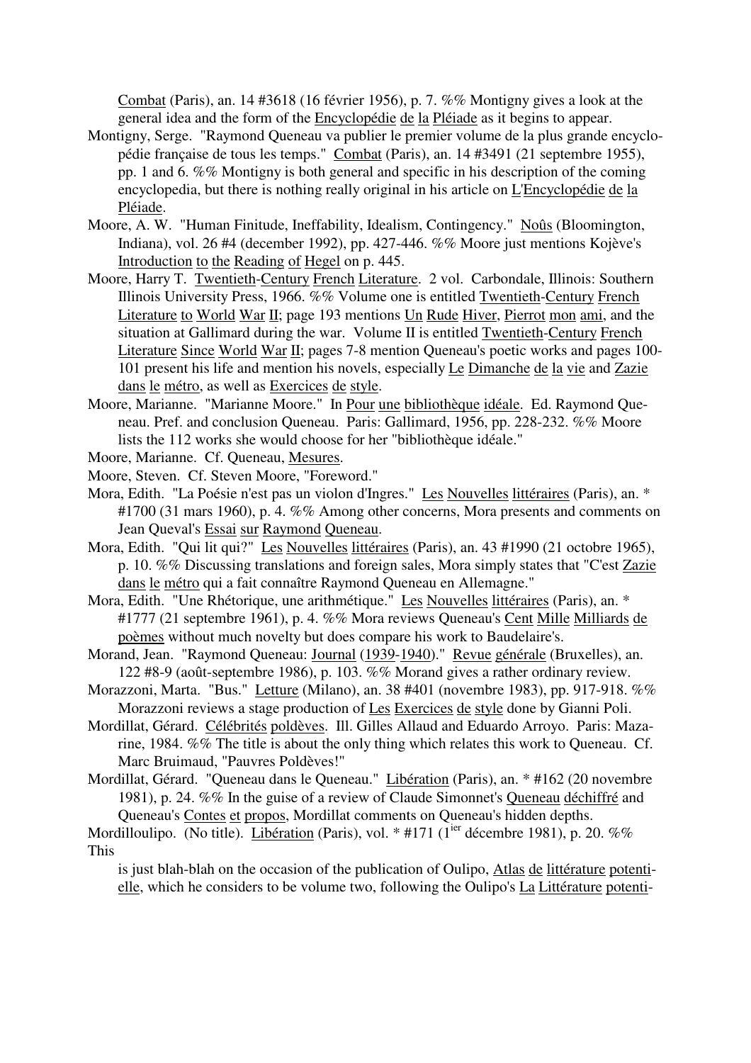Combat (Paris), an. 14 #3618 (16 février 1956), p. 7. %% Montigny gives a look at the general idea and the form of the Encyclopédie de la Pléiade as it begins to appear.

Montigny, Serge. "Raymond Queneau va publier le premier volume de la plus grande encyclopédie française de tous les temps." Combat (Paris), an. 14 #3491 (21 septembre 1955), pp. 1 and 6. %% Montigny is both general and specific in his description of the coming encyclopedia, but there is nothing really original in his article on L'Encyclopédie de la Pléiade.

Moore, A. W. "Human Finitude, Ineffability, Idealism, Contingency." Noûs (Bloomington, Indiana), vol. 26 #4 (december 1992), pp. 427-446. %% Moore just mentions Kojève's Introduction to the Reading of Hegel on p. 445.

Moore, Harry T. Twentieth-Century French Literature. 2 vol. Carbondale, Illinois: Southern Illinois University Press, 1966. %% Volume one is entitled Twentieth-Century French Literature to World War II; page 193 mentions Un Rude Hiver, Pierrot mon ami, and the situation at Gallimard during the war. Volume II is entitled Twentieth-Century French Literature Since World War II; pages 7-8 mention Queneau's poetic works and pages 100-101 present his life and mention his novels, especially Le Dimanche de la vie and Zazie dans le métro, as well as Exercices de style.

Moore, Marianne. "Marianne Moore." In Pour une bibliothèque idéale. Ed. Raymond Queneau. Pref. and conclusion Queneau. Paris: Gallimard, 1956, pp. 228-232. %% Moore lists the 112 works she would choose for her "bibliothèque idéale."

Moore, Marianne. Cf. Queneau, Mesures.

Moore, Steven. Cf. Steven Moore, "Foreword."

Mora, Edith. "La Poésie n'est pas un violon d'Ingres." Les Nouvelles littéraires (Paris), an. * #1700 (31 mars 1960), p. 4. %% Among other concerns, Mora presents and comments on Jean Queval's Essai sur Raymond Queneau.

Mora, Edith. "Qui lit qui?" Les Nouvelles littéraires (Paris), an. 43 #1990 (21 octobre 1965), p. 10. %% Discussing translations and foreign sales, Mora simply states that "C'est Zazie dans le métro qui a fait connaître Raymond Queneau en Allemagne."

Mora, Edith. "Une Rhétorique, une arithmétique." Les Nouvelles littéraires (Paris), an. * #1777 (21 septembre 1961), p. 4. %% Mora reviews Queneau's Cent Mille Milliards de poèmes without much novelty but does compare his work to Baudelaire's.

Morand, Jean. "Raymond Queneau: Journal (1939-1940)." Revue générale (Bruxelles), an. 122 #8-9 (août-septembre 1986), p. 103. %% Morand gives a rather ordinary review.

Morazzoni, Marta. "Bus." Letture (Milano), an. 38 #401 (novembre 1983), pp. 917-918. %% Morazzoni reviews a stage production of Les Exercices de style done by Gianni Poli.

Mordillat, Gérard. Célébrités poldèves. Ill. Gilles Allaud and Eduardo Arroyo. Paris: Mazarine, 1984. %% The title is about the only thing which relates this work to Queneau. Cf. Marc Bruimaud, "Pauvres Poldèves!"

Mordillat, Gérard. "Queneau dans le Queneau." Libération (Paris), an. * #162 (20 novembre 1981), p. 24. %% In the guise of a review of Claude Simonnet's Queneau déchiffré and Queneau's Contes et propos, Mordillat comments on Queneau's hidden depths.

Mordilloulipo. (No title). Libération (Paris), vol. * #171 (1[ier] décembre 1981), p. 20. %% This is just blah-blah on the occasion of the publication of Oulipo, Atlas de littérature potentielle, which he considers to be volume two, following the Oulipo's La Littérature potenti-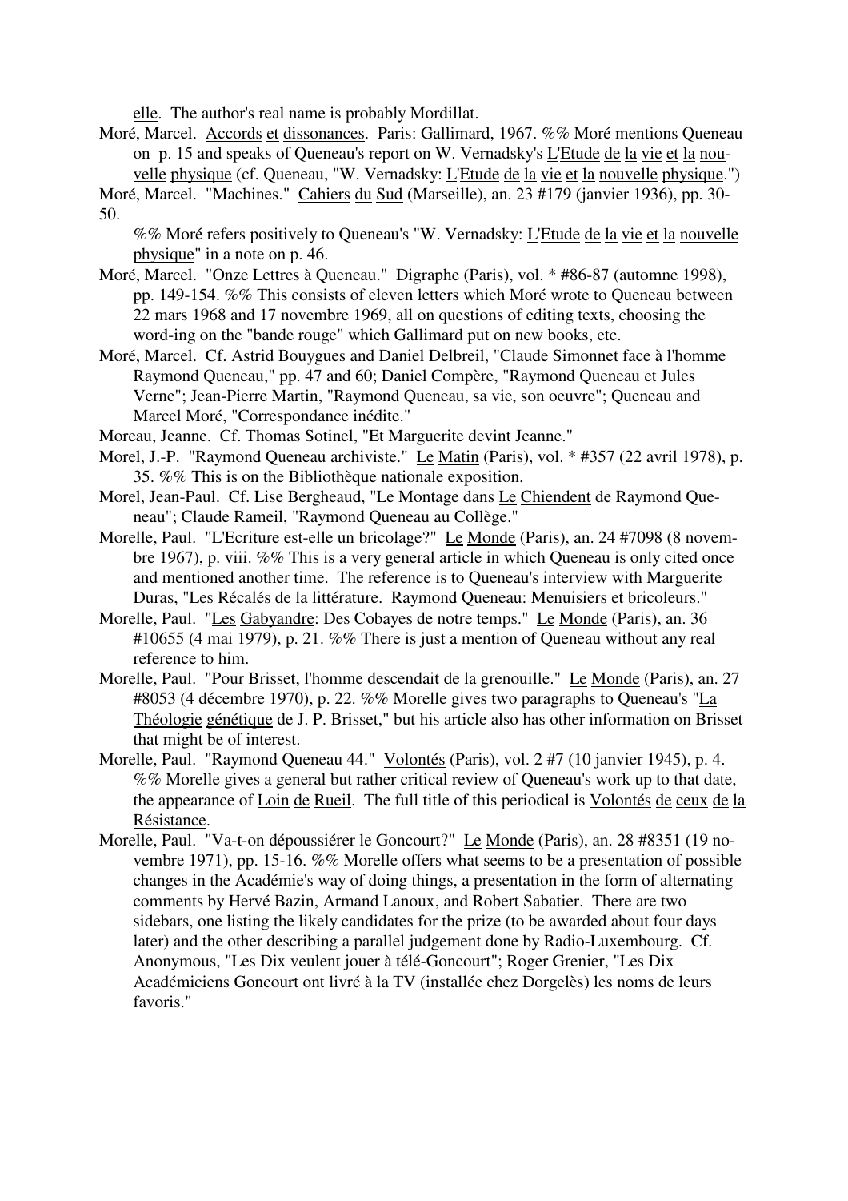elle. The author's real name is probably Mordillat.

Moré, Marcel. Accords et dissonances. Paris: Gallimard, 1967. %% Moré mentions Queneau on p. 15 and speaks of Queneau's report on W. Vernadsky's L'Etude de la vie et la nouvelle physique (cf. Queneau, "W. Vernadsky: L'Etude de la vie et la nouvelle physique.")

Moré, Marcel. "Machines." Cahiers du Sud (Marseille), an. 23 #179 (janvier 1936), pp. 30-50.

%% Moré refers positively to Queneau's "W. Vernadsky: L'Etude de la vie et la nouvelle physique" in a note on p. 46.

Moré, Marcel. "Onze Lettres à Queneau." Digraphe (Paris), vol. * #86-87 (automne 1998), pp. 149-154. %% This consists of eleven letters which Moré wrote to Queneau between 22 mars 1968 and 17 novembre 1969, all on questions of editing texts, choosing the word-ing on the "bande rouge" which Gallimard put on new books, etc.

Moré, Marcel. Cf. Astrid Bouygues and Daniel Delbreil, "Claude Simonnet face à l'homme Raymond Queneau," pp. 47 and 60; Daniel Compère, "Raymond Queneau et Jules Verne"; Jean-Pierre Martin, "Raymond Queneau, sa vie, son oeuvre"; Queneau and Marcel Moré, "Correspondance inédite."

Moreau, Jeanne. Cf. Thomas Sotinel, "Et Marguerite devint Jeanne."

Morel, J.-P. "Raymond Queneau archiviste." Le Matin (Paris), vol. * #357 (22 avril 1978), p. 35. %% This is on the Bibliothèque nationale exposition.

Morel, Jean-Paul. Cf. Lise Bergheaud, "Le Montage dans Le Chiendent de Raymond Queneau"; Claude Rameil, "Raymond Queneau au Collège."

Morelle, Paul. "L'Ecriture est-elle un bricolage?" Le Monde (Paris), an. 24 #7098 (8 novembre 1967), p. viii. %% This is a very general article in which Queneau is only cited once and mentioned another time. The reference is to Queneau's interview with Marguerite Duras, "Les Récalés de la littérature. Raymond Queneau: Menuisiers et bricoleurs."

Morelle, Paul. "Les Gabyandre: Des Cobayes de notre temps." Le Monde (Paris), an. 36 #10655 (4 mai 1979), p. 21. %% There is just a mention of Queneau without any real reference to him.

Morelle, Paul. "Pour Brisset, l'homme descendait de la grenouille." Le Monde (Paris), an. 27 #8053 (4 décembre 1970), p. 22. %% Morelle gives two paragraphs to Queneau's "La Théologie génétique de J. P. Brisset," but his article also has other information on Brisset that might be of interest.

Morelle, Paul. "Raymond Queneau 44." Volontés (Paris), vol. 2 #7 (10 janvier 1945), p. 4. %% Morelle gives a general but rather critical review of Queneau's work up to that date, the appearance of Loin de Rueil. The full title of this periodical is Volontés de ceux de la Résistance.

Morelle, Paul. "Va-t-on dépoussiérer le Goncourt?" Le Monde (Paris), an. 28 #8351 (19 novembre 1971), pp. 15-16. %% Morelle offers what seems to be a presentation of possible changes in the Académie's way of doing things, a presentation in the form of alternating comments by Hervé Bazin, Armand Lanoux, and Robert Sabatier. There are two sidebars, one listing the likely candidates for the prize (to be awarded about four days later) and the other describing a parallel judgement done by Radio-Luxembourg. Cf. Anonymous, "Les Dix veulent jouer à télé-Goncourt"; Roger Grenier, "Les Dix Académiciens Goncourt ont livré à la TV (installée chez Dorgelès) les noms de leurs favoris."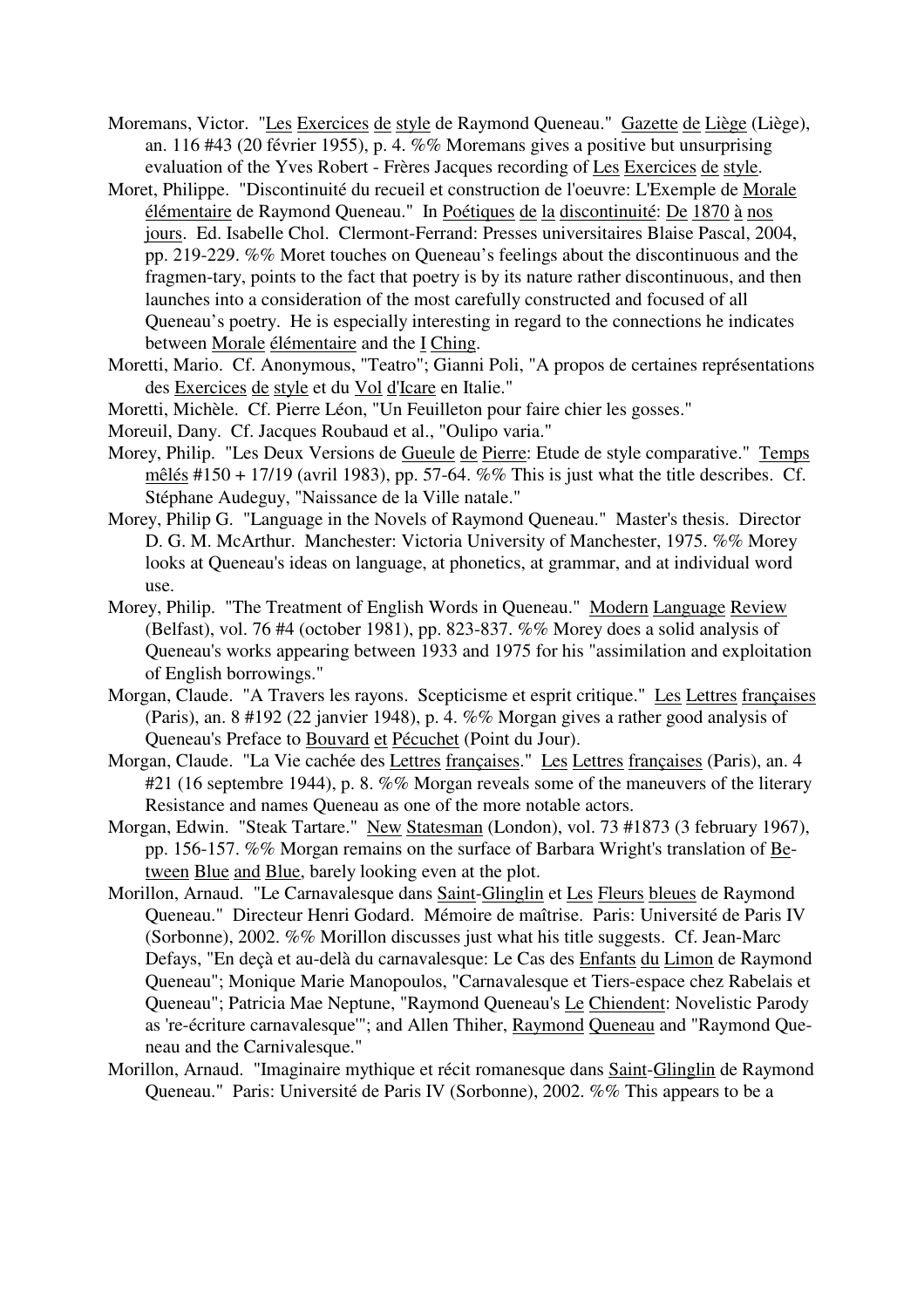Moremans, Victor. "Les Exercices de style de Raymond Queneau." Gazette de Liège (Liège), an. 116 #43 (20 février 1955), p. 4. %% Moremans gives a positive but unsurprising evaluation of the Yves Robert - Frères Jacques recording of Les Exercices de style.

Moret, Philippe. "Discontinuité du recueil et construction de l'oeuvre: L'Exemple de Morale élémentaire de Raymond Queneau." In Poétiques de la discontinuité: De 1870 à nos jours. Ed. Isabelle Chol. Clermont-Ferrand: Presses universitaires Blaise Pascal, 2004, pp. 219-229. %% Moret touches on Queneau's feelings about the discontinuous and the fragmen-tary, points to the fact that poetry is by its nature rather discontinuous, and then launches into a consideration of the most carefully constructed and focused of all Queneau's poetry. He is especially interesting in regard to the connections he indicates between Morale élémentaire and the I Ching.

Moretti, Mario. Cf. Anonymous, "Teatro"; Gianni Poli, "A propos de certaines représentations des Exercices de style et du Vol d'Icare en Italie."

Moretti, Michèle. Cf. Pierre Léon, "Un Feuilleton pour faire chier les gosses."

Moreuil, Dany. Cf. Jacques Roubaud et al., "Oulipo varia."

Morey, Philip. "Les Deux Versions de Gueule de Pierre: Etude de style comparative." Temps mêlés #150 + 17/19 (avril 1983), pp. 57-64. %% This is just what the title describes. Cf. Stéphane Audeguy, "Naissance de la Ville natale."

Morey, Philip G. "Language in the Novels of Raymond Queneau." Master's thesis. Director D. G. M. McArthur. Manchester: Victoria University of Manchester, 1975. %% Morey looks at Queneau's ideas on language, at phonetics, at grammar, and at individual word use.

Morey, Philip. "The Treatment of English Words in Queneau." Modern Language Review (Belfast), vol. 76 #4 (october 1981), pp. 823-837. %% Morey does a solid analysis of Queneau's works appearing between 1933 and 1975 for his "assimilation and exploitation of English borrowings."

Morgan, Claude. "A Travers les rayons. Scepticisme et esprit critique." Les Lettres françaises (Paris), an. 8 #192 (22 janvier 1948), p. 4. %% Morgan gives a rather good analysis of Queneau's Preface to Bouvard et Pécuchet (Point du Jour).

Morgan, Claude. "La Vie cachée des Lettres françaises." Les Lettres françaises (Paris), an. 4 #21 (16 septembre 1944), p. 8. %% Morgan reveals some of the maneuvers of the literary Resistance and names Queneau as one of the more notable actors.

Morgan, Edwin. "Steak Tartare." New Statesman (London), vol. 73 #1873 (3 february 1967), pp. 156-157. %% Morgan remains on the surface of Barbara Wright's translation of Be-tween Blue and Blue, barely looking even at the plot.

Morillon, Arnaud. "Le Carnavalesque dans Saint-Glinglin et Les Fleurs bleues de Raymond Queneau." Directeur Henri Godard. Mémoire de maîtrise. Paris: Université de Paris IV (Sorbonne), 2002. %% Morillon discusses just what his title suggests. Cf. Jean-Marc Defays, "En deçà et au-delà du carnavalesque: Le Cas des Enfants du Limon de Raymond Queneau"; Monique Marie Manopoulos, "Carnavalesque et Tiers-espace chez Rabelais et Queneau"; Patricia Mae Neptune, "Raymond Queneau's Le Chiendent: Novelistic Parody as 're-écriture carnavalesque'"; and Allen Thiher, Raymond Queneau and "Raymond Queneau and the Carnivalesque."

Morillon, Arnaud. "Imaginaire mythique et récit romanesque dans Saint-Glinglin de Raymond Queneau." Paris: Université de Paris IV (Sorbonne), 2002. %% This appears to be a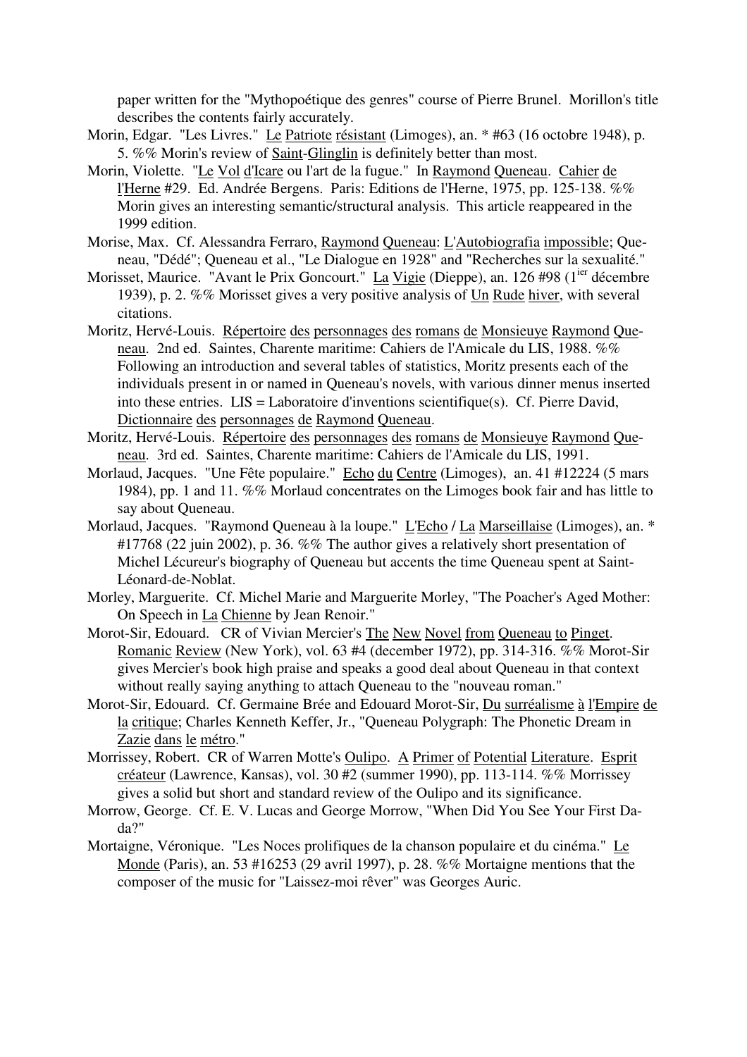paper written for the "Mythopoétique des genres" course of Pierre Brunel. Morillon's title describes the contents fairly accurately.

Morin, Edgar. "Les Livres." Le Patriote résistant (Limoges), an. * #63 (16 octobre 1948), p. 5. %% Morin's review of Saint-Glinglin is definitely better than most.

Morin, Violette. "Le Vol d'Icare ou l'art de la fugue." In Raymond Queneau. Cahier de l'Herne #29. Ed. Andrée Bergens. Paris: Editions de l'Herne, 1975, pp. 125-138. %% Morin gives an interesting semantic/structural analysis. This article reappeared in the 1999 edition.

Morise, Max. Cf. Alessandra Ferraro, Raymond Queneau: L'Autobiografia impossibile; Queneau, "Dédé"; Queneau et al., "Le Dialogue en 1928" and "Recherches sur la sexualité."

Morisset, Maurice. "Avant le Prix Goncourt." La Vigie (Dieppe), an. 126 #98 (1ier décembre 1939), p. 2. %% Morisset gives a very positive analysis of Un Rude hiver, with several citations.

Moritz, Hervé-Louis. Répertoire des personnages des romans de Monsieuye Raymond Queneau. 2nd ed. Saintes, Charente maritime: Cahiers de l'Amicale du LIS, 1988. %% Following an introduction and several tables of statistics, Moritz presents each of the individuals present in or named in Queneau's novels, with various dinner menus inserted into these entries. LIS = Laboratoire d'inventions scientifique(s). Cf. Pierre David, Dictionnaire des personnages de Raymond Queneau.

Moritz, Hervé-Louis. Répertoire des personnages des romans de Monsieuye Raymond Queneau. 3rd ed. Saintes, Charente maritime: Cahiers de l'Amicale du LIS, 1991.

Morlaud, Jacques. "Une Fête populaire." Echo du Centre (Limoges), an. 41 #12224 (5 mars 1984), pp. 1 and 11. %% Morlaud concentrates on the Limoges book fair and has little to say about Queneau.

Morlaud, Jacques. "Raymond Queneau à la loupe." L'Echo / La Marseillaise (Limoges), an. * #17768 (22 juin 2002), p. 36. %% The author gives a relatively short presentation of Michel Lécureur's biography of Queneau but accents the time Queneau spent at Saint-Léonard-de-Noblat.

Morley, Marguerite. Cf. Michel Marie and Marguerite Morley, "The Poacher's Aged Mother: On Speech in La Chienne by Jean Renoir."

Morot-Sir, Edouard. CR of Vivian Mercier's The New Novel from Queneau to Pinget. Romanic Review (New York), vol. 63 #4 (december 1972), pp. 314-316. %% Morot-Sir gives Mercier's book high praise and speaks a good deal about Queneau in that context without really saying anything to attach Queneau to the "nouveau roman."

Morot-Sir, Edouard. Cf. Germaine Brée and Edouard Morot-Sir, Du surréalisme à l'Empire de la critique; Charles Kenneth Keffer, Jr., "Queneau Polygraph: The Phonetic Dream in Zazie dans le métro."

Morrissey, Robert. CR of Warren Motte's Oulipo. A Primer of Potential Literature. Esprit créateur (Lawrence, Kansas), vol. 30 #2 (summer 1990), pp. 113-114. %% Morrissey gives a solid but short and standard review of the Oulipo and its significance.

Morrow, George. Cf. E. V. Lucas and George Morrow, "When Did You See Your First Dada?"

Mortaigne, Véronique. "Les Noces prolifiques de la chanson populaire et du cinéma." Le Monde (Paris), an. 53 #16253 (29 avril 1997), p. 28. %% Mortaigne mentions that the composer of the music for "Laissez-moi rêver" was Georges Auric.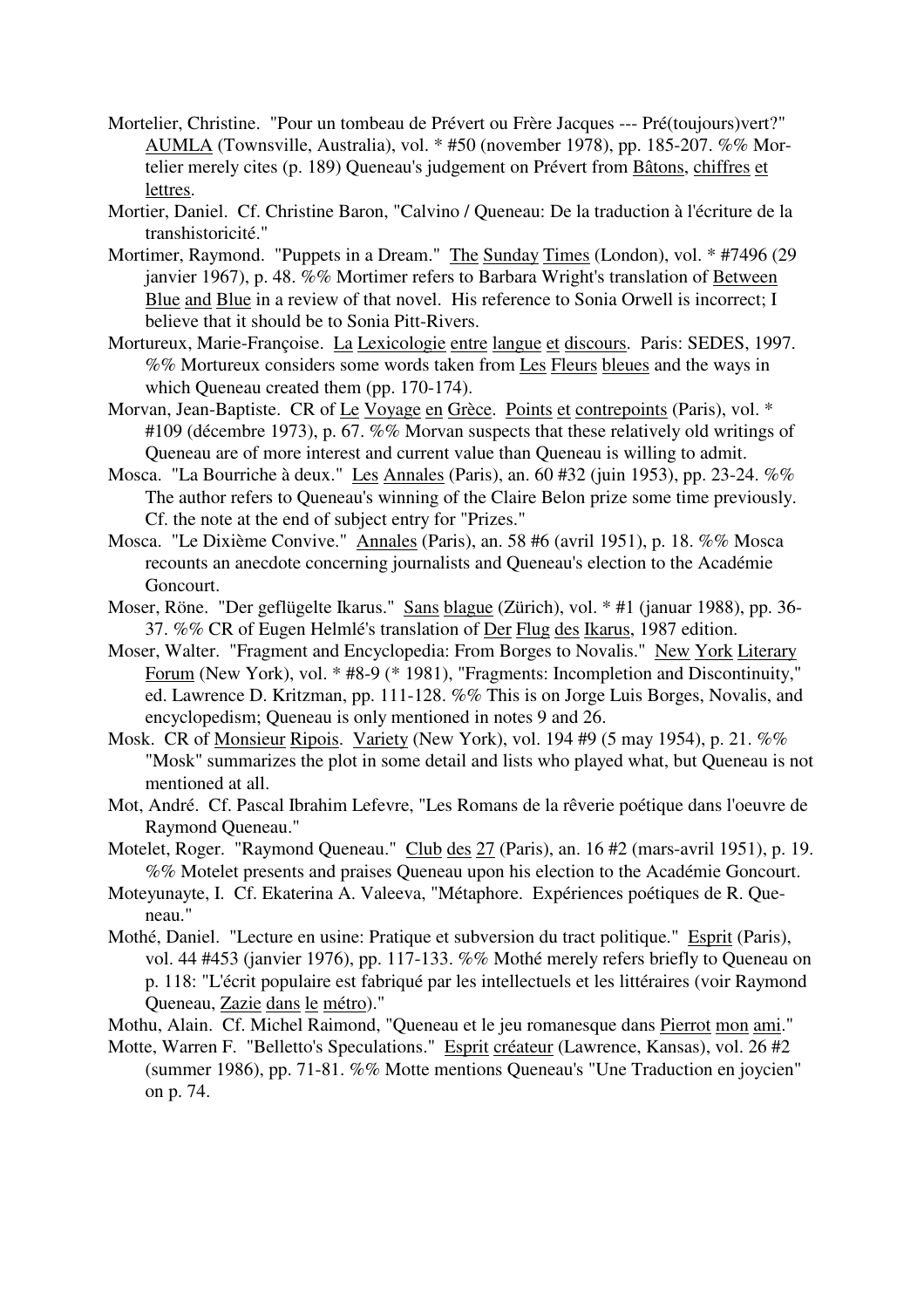Mortelier, Christine. "Pour un tombeau de Prévert ou Frère Jacques --- Pré(toujours)vert?" AUMLA (Townsville, Australia), vol. * #50 (november 1978), pp. 185-207. %% Mortelier merely cites (p. 189) Queneau's judgement on Prévert from Bâtons, chiffres et lettres.

Mortier, Daniel. Cf. Christine Baron, "Calvino / Queneau: De la traduction à l'écriture de la transhistoricité."

Mortimer, Raymond. "Puppets in a Dream." The Sunday Times (London), vol. * #7496 (29 janvier 1967), p. 48. %% Mortimer refers to Barbara Wright's translation of Between Blue and Blue in a review of that novel. His reference to Sonia Orwell is incorrect; I believe that it should be to Sonia Pitt-Rivers.

Mortureux, Marie-Françoise. La Lexicologie entre langue et discours. Paris: SEDES, 1997. %% Mortureux considers some words taken from Les Fleurs bleues and the ways in which Queneau created them (pp. 170-174).

Morvan, Jean-Baptiste. CR of Le Voyage en Grèce. Points et contrepoints (Paris), vol. * #109 (décembre 1973), p. 67. %% Morvan suspects that these relatively old writings of Queneau are of more interest and current value than Queneau is willing to admit.

Mosca. "La Bourriche à deux." Les Annales (Paris), an. 60 #32 (juin 1953), pp. 23-24. %% The author refers to Queneau's winning of the Claire Belon prize some time previously. Cf. the note at the end of subject entry for "Prizes."

Mosca. "Le Dixième Convive." Annales (Paris), an. 58 #6 (avril 1951), p. 18. %% Mosca recounts an anecdote concerning journalists and Queneau's election to the Académie Goncourt.

Moser, Röne. "Der geflügelte Ikarus." Sans blague (Zürich), vol. * #1 (januar 1988), pp. 36-37. %% CR of Eugen Helmlé's translation of Der Flug des Ikarus, 1987 edition.

Moser, Walter. "Fragment and Encyclopedia: From Borges to Novalis." New York Literary Forum (New York), vol. * #8-9 (* 1981), "Fragments: Incompletion and Discontinuity," ed. Lawrence D. Kritzman, pp. 111-128. %% This is on Jorge Luis Borges, Novalis, and encyclopedism; Queneau is only mentioned in notes 9 and 26.

Mosk. CR of Monsieur Ripois. Variety (New York), vol. 194 #9 (5 may 1954), p. 21. %% "Mosk" summarizes the plot in some detail and lists who played what, but Queneau is not mentioned at all.

Mot, André. Cf. Pascal Ibrahim Lefevre, "Les Romans de la rêverie poétique dans l'oeuvre de Raymond Queneau."

Motelet, Roger. "Raymond Queneau." Club des 27 (Paris), an. 16 #2 (mars-avril 1951), p. 19. %% Motelet presents and praises Queneau upon his election to the Académie Goncourt.

Moteyunayte, I. Cf. Ekaterina A. Valeeva, "Métaphore. Expériences poétiques de R. Queneau."

Mothé, Daniel. "Lecture en usine: Pratique et subversion du tract politique." Esprit (Paris), vol. 44 #453 (janvier 1976), pp. 117-133. %% Mothé merely refers briefly to Queneau on p. 118: "L'écrit populaire est fabriqué par les intellectuels et les littéraires (voir Raymond Queneau, Zazie dans le métro)."

Mothu, Alain. Cf. Michel Raimond, "Queneau et le jeu romanesque dans Pierrot mon ami."

Motte, Warren F. "Belletto's Speculations." Esprit créateur (Lawrence, Kansas), vol. 26 #2 (summer 1986), pp. 71-81. %% Motte mentions Queneau's "Une Traduction en joycien" on p. 74.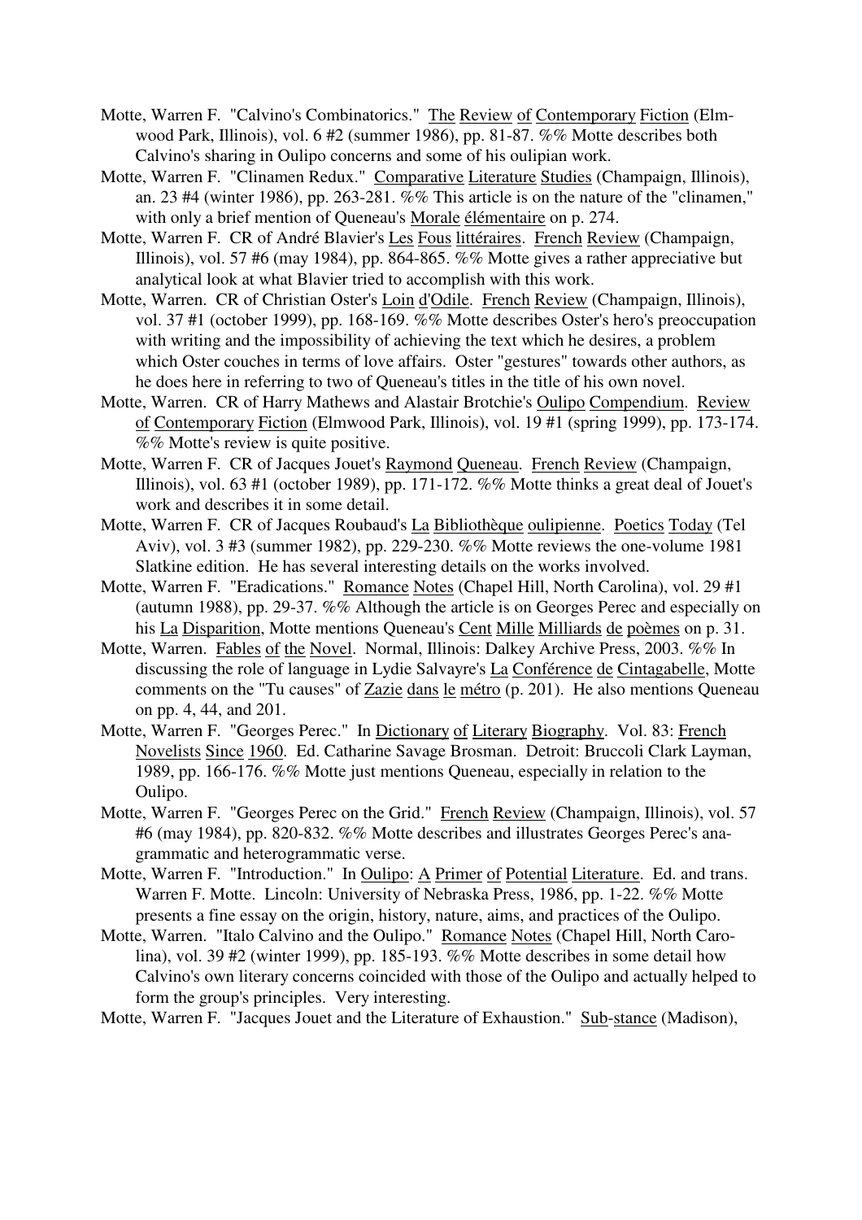Motte, Warren F. "Calvino's Combinatorics." The Review of Contemporary Fiction (Elmwood Park, Illinois), vol. 6 #2 (summer 1986), pp. 81-87. %% Motte describes both Calvino's sharing in Oulipo concerns and some of his oulipian work.

Motte, Warren F. "Clinamen Redux." Comparative Literature Studies (Champaign, Illinois), an. 23 #4 (winter 1986), pp. 263-281. %% This article is on the nature of the "clinamen," with only a brief mention of Queneau's Morale élémentaire on p. 274.

Motte, Warren F. CR of André Blavier's Les Fous littéraires. French Review (Champaign, Illinois), vol. 57 #6 (may 1984), pp. 864-865. %% Motte gives a rather appreciative but analytical look at what Blavier tried to accomplish with this work.

Motte, Warren. CR of Christian Oster's Loin d'Odile. French Review (Champaign, Illinois), vol. 37 #1 (october 1999), pp. 168-169. %% Motte describes Oster's hero's preoccupation with writing and the impossibility of achieving the text which he desires, a problem which Oster couches in terms of love affairs. Oster "gestures" towards other authors, as he does here in referring to two of Queneau's titles in the title of his own novel.

Motte, Warren. CR of Harry Mathews and Alastair Brotchie's Oulipo Compendium. Review of Contemporary Fiction (Elmwood Park, Illinois), vol. 19 #1 (spring 1999), pp. 173-174. %% Motte's review is quite positive.

Motte, Warren F. CR of Jacques Jouet's Raymond Queneau. French Review (Champaign, Illinois), vol. 63 #1 (october 1989), pp. 171-172. %% Motte thinks a great deal of Jouet's work and describes it in some detail.

Motte, Warren F. CR of Jacques Roubaud's La Bibliothèque oulipienne. Poetics Today (Tel Aviv), vol. 3 #3 (summer 1982), pp. 229-230. %% Motte reviews the one-volume 1981 Slatkine edition. He has several interesting details on the works involved.

Motte, Warren F. "Eradications." Romance Notes (Chapel Hill, North Carolina), vol. 29 #1 (autumn 1988), pp. 29-37. %% Although the article is on Georges Perec and especially on his La Disparition, Motte mentions Queneau's Cent Mille Milliards de poèmes on p. 31.

Motte, Warren. Fables of the Novel. Normal, Illinois: Dalkey Archive Press, 2003. %% In discussing the role of language in Lydie Salvayre's La Conférence de Cintagabelle, Motte comments on the "Tu causes" of Zazie dans le métro (p. 201). He also mentions Queneau on pp. 4, 44, and 201.

Motte, Warren F. "Georges Perec." In Dictionary of Literary Biography. Vol. 83: French Novelists Since 1960. Ed. Catharine Savage Brosman. Detroit: Bruccoli Clark Layman, 1989, pp. 166-176. %% Motte just mentions Queneau, especially in relation to the Oulipo.

Motte, Warren F. "Georges Perec on the Grid." French Review (Champaign, Illinois), vol. 57 #6 (may 1984), pp. 820-832. %% Motte describes and illustrates Georges Perec's anagrammatic and heterogrammatic verse.

Motte, Warren F. "Introduction." In Oulipo: A Primer of Potential Literature. Ed. and trans. Warren F. Motte. Lincoln: University of Nebraska Press, 1986, pp. 1-22. %% Motte presents a fine essay on the origin, history, nature, aims, and practices of the Oulipo.

Motte, Warren. "Italo Calvino and the Oulipo." Romance Notes (Chapel Hill, North Carolina), vol. 39 #2 (winter 1999), pp. 185-193. %% Motte describes in some detail how Calvino's own literary concerns coincided with those of the Oulipo and actually helped to form the group's principles. Very interesting.

Motte, Warren F. "Jacques Jouet and the Literature of Exhaustion." Sub-stance (Madison),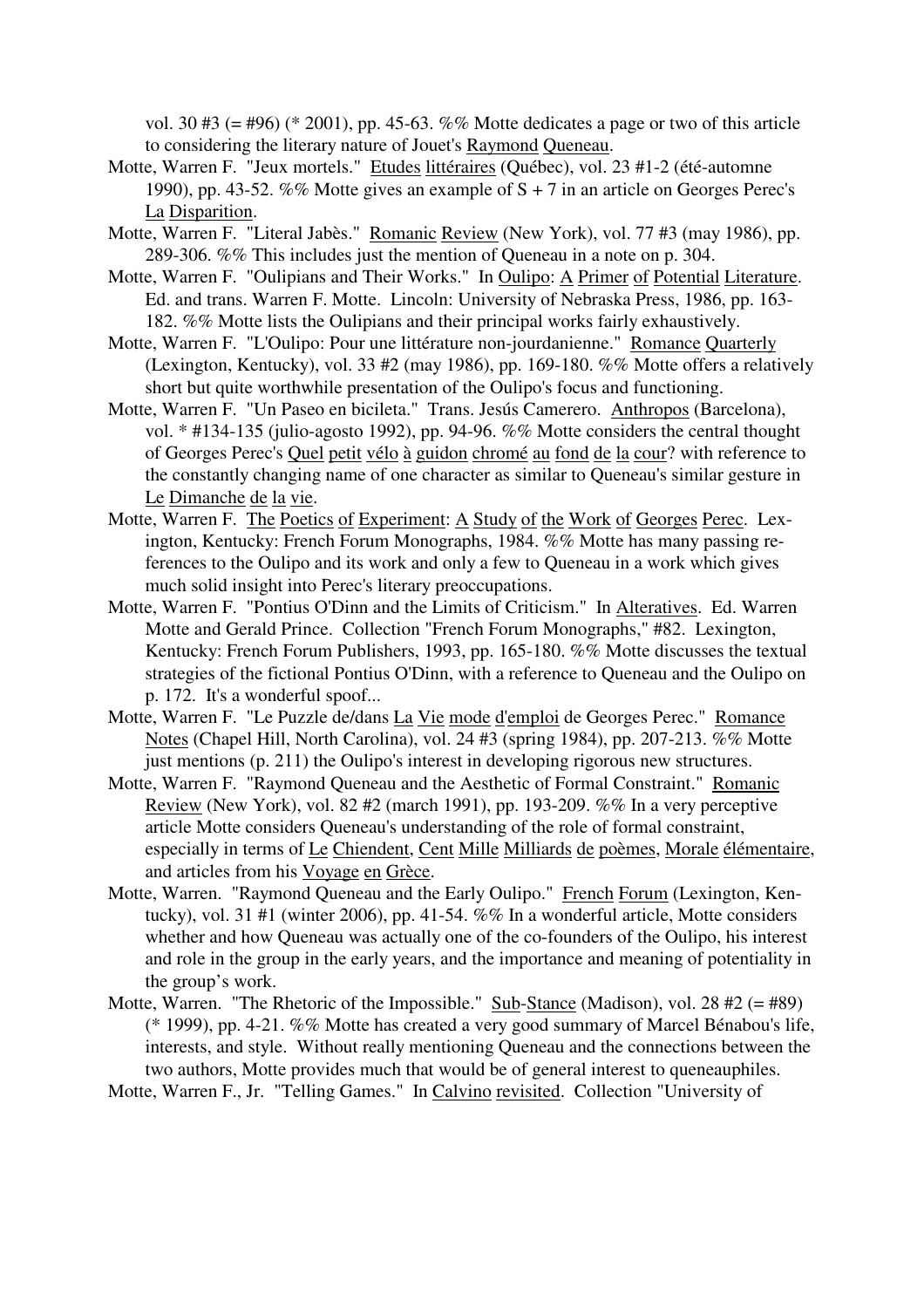vol. 30 #3 (= #96) (* 2001), pp. 45-63. %% Motte dedicates a page or two of this article to considering the literary nature of Jouet's Raymond Queneau.

Motte, Warren F. "Jeux mortels." Etudes littéraires (Québec), vol. 23 #1-2 (été-automne 1990), pp. 43-52. %% Motte gives an example of S + 7 in an article on Georges Perec's La Disparition.

Motte, Warren F. "Literal Jabès." Romanic Review (New York), vol. 77 #3 (may 1986), pp. 289-306. %% This includes just the mention of Queneau in a note on p. 304.

Motte, Warren F. "Oulipians and Their Works." In Oulipo: A Primer of Potential Literature. Ed. and trans. Warren F. Motte. Lincoln: University of Nebraska Press, 1986, pp. 163-182. %% Motte lists the Oulipians and their principal works fairly exhaustively.

Motte, Warren F. "L'Oulipo: Pour une littérature non-jourdanienne." Romance Quarterly (Lexington, Kentucky), vol. 33 #2 (may 1986), pp. 169-180. %% Motte offers a relatively short but quite worthwhile presentation of the Oulipo's focus and functioning.

Motte, Warren F. "Un Paseo en bicileta." Trans. Jesús Camerero. Anthropos (Barcelona), vol. * #134-135 (julio-agosto 1992), pp. 94-96. %% Motte considers the central thought of Georges Perec's Quel petit vélo à guidon chromé au fond de la cour? with reference to the constantly changing name of one character as similar to Queneau's similar gesture in Le Dimanche de la vie.

Motte, Warren F. The Poetics of Experiment: A Study of the Work of Georges Perec. Lexington, Kentucky: French Forum Monographs, 1984. %% Motte has many passing references to the Oulipo and its work and only a few to Queneau in a work which gives much solid insight into Perec's literary preoccupations.

Motte, Warren F. "Pontius O'Dinn and the Limits of Criticism." In Alteratives. Ed. Warren Motte and Gerald Prince. Collection "French Forum Monographs," #82. Lexington, Kentucky: French Forum Publishers, 1993, pp. 165-180. %% Motte discusses the textual strategies of the fictional Pontius O'Dinn, with a reference to Queneau and the Oulipo on p. 172. It's a wonderful spoof...

Motte, Warren F. "Le Puzzle de/dans La Vie mode d'emploi de Georges Perec." Romance Notes (Chapel Hill, North Carolina), vol. 24 #3 (spring 1984), pp. 207-213. %% Motte just mentions (p. 211) the Oulipo's interest in developing rigorous new structures.

Motte, Warren F. "Raymond Queneau and the Aesthetic of Formal Constraint." Romanic Review (New York), vol. 82 #2 (march 1991), pp. 193-209. %% In a very perceptive article Motte considers Queneau's understanding of the role of formal constraint, especially in terms of Le Chiendent, Cent Mille Milliards de poèmes, Morale élémentaire, and articles from his Voyage en Grèce.

Motte, Warren. "Raymond Queneau and the Early Oulipo." French Forum (Lexington, Kentucky), vol. 31 #1 (winter 2006), pp. 41-54. %% In a wonderful article, Motte considers whether and how Queneau was actually one of the co-founders of the Oulipo, his interest and role in the group in the early years, and the importance and meaning of potentiality in the group's work.

Motte, Warren. "The Rhetoric of the Impossible." Sub-Stance (Madison), vol. 28 #2 (= #89) (* 1999), pp. 4-21. %% Motte has created a very good summary of Marcel Bénabou's life, interests, and style. Without really mentioning Queneau and the connections between the two authors, Motte provides much that would be of general interest to queneauphiles.

Motte, Warren F., Jr. "Telling Games." In Calvino revisited. Collection "University of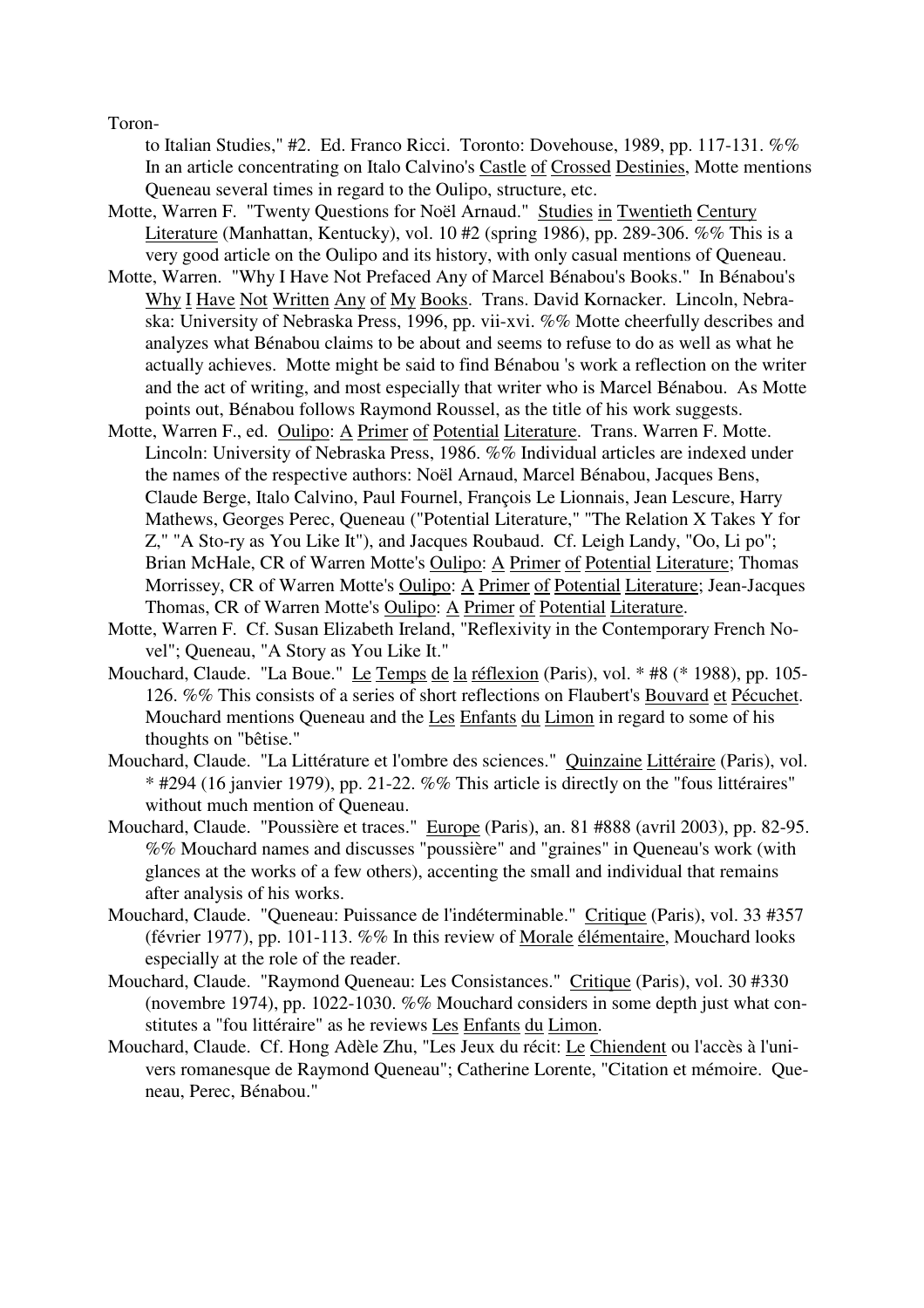Toronto Italian Studies," #2. Ed. Franco Ricci. Toronto: Dovehouse, 1989, pp. 117-131. %% In an article concentrating on Italo Calvino's Castle of Crossed Destinies, Motte mentions Queneau several times in regard to the Oulipo, structure, etc.

Motte, Warren F. "Twenty Questions for Noël Arnaud." Studies in Twentieth Century Literature (Manhattan, Kentucky), vol. 10 #2 (spring 1986), pp. 289-306. %% This is a very good article on the Oulipo and its history, with only casual mentions of Queneau.

Motte, Warren. "Why I Have Not Prefaced Any of Marcel Bénabou's Books." In Bénabou's Why I Have Not Written Any of My Books. Trans. David Kornacker. Lincoln, Nebraska: University of Nebraska Press, 1996, pp. vii-xvi. %% Motte cheerfully describes and analyzes what Bénabou claims to be about and seems to refuse to do as well as what he actually achieves. Motte might be said to find Bénabou 's work a reflection on the writer and the act of writing, and most especially that writer who is Marcel Bénabou. As Motte points out, Bénabou follows Raymond Roussel, as the title of his work suggests.

Motte, Warren F., ed. Oulipo: A Primer of Potential Literature. Trans. Warren F. Motte. Lincoln: University of Nebraska Press, 1986. %% Individual articles are indexed under the names of the respective authors: Noël Arnaud, Marcel Bénabou, Jacques Bens, Claude Berge, Italo Calvino, Paul Fournel, François Le Lionnais, Jean Lescure, Harry Mathews, Georges Perec, Queneau ("Potential Literature," "The Relation X Takes Y for Z," "A Sto-ry as You Like It"), and Jacques Roubaud. Cf. Leigh Landy, "Oo, Li po"; Brian McHale, CR of Warren Motte's Oulipo: A Primer of Potential Literature; Thomas Morrissey, CR of Warren Motte's Oulipo: A Primer of Potential Literature; Jean-Jacques Thomas, CR of Warren Motte's Oulipo: A Primer of Potential Literature.

Motte, Warren F. Cf. Susan Elizabeth Ireland, "Reflexivity in the Contemporary French Novel"; Queneau, "A Story as You Like It."

Mouchard, Claude. "La Boue." Le Temps de la réflexion (Paris), vol. * #8 (* 1988), pp. 105-126. %% This consists of a series of short reflections on Flaubert's Bouvard et Pécuchet. Mouchard mentions Queneau and the Les Enfants du Limon in regard to some of his thoughts on "bêtise."

Mouchard, Claude. "La Littérature et l'ombre des sciences." Quinzaine Littéraire (Paris), vol. * #294 (16 janvier 1979), pp. 21-22. %% This article is directly on the "fous littéraires" without much mention of Queneau.

Mouchard, Claude. "Poussière et traces." Europe (Paris), an. 81 #888 (avril 2003), pp. 82-95. %% Mouchard names and discusses "poussière" and "graines" in Queneau's work (with glances at the works of a few others), accenting the small and individual that remains after analysis of his works.

Mouchard, Claude. "Queneau: Puissance de l'indéterminable." Critique (Paris), vol. 33 #357 (février 1977), pp. 101-113. %% In this review of Morale élémentaire, Mouchard looks especially at the role of the reader.

Mouchard, Claude. "Raymond Queneau: Les Consistances." Critique (Paris), vol. 30 #330 (novembre 1974), pp. 1022-1030. %% Mouchard considers in some depth just what constitutes a "fou littéraire" as he reviews Les Enfants du Limon.

Mouchard, Claude. Cf. Hong Adèle Zhu, "Les Jeux du récit: Le Chiendent ou l'accès à l'univers romanesque de Raymond Queneau"; Catherine Lorente, "Citation et mémoire. Queneau, Perec, Bénabou."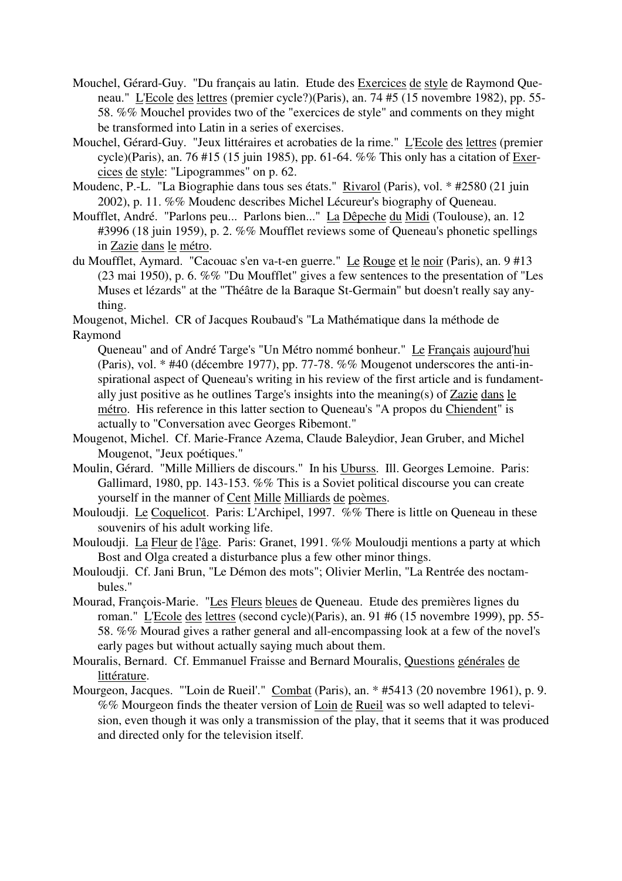Mouchel, Gérard-Guy. "Du français au latin. Etude des Exercices de style de Raymond Queneau." L'Ecole des lettres (premier cycle?)(Paris), an. 74 #5 (15 novembre 1982), pp. 55-58. %% Mouchel provides two of the "exercices de style" and comments on they might be transformed into Latin in a series of exercises.

Mouchel, Gérard-Guy. "Jeux littéraires et acrobaties de la rime." L'Ecole des lettres (premier cycle)(Paris), an. 76 #15 (15 juin 1985), pp. 61-64. %% This only has a citation of Exercices de style: "Lipogrammes" on p. 62.

Moudenc, P.-L. "La Biographie dans tous ses états." Rivarol (Paris), vol. * #2580 (21 juin 2002), p. 11. %% Moudenc describes Michel Lécureur's biography of Queneau.

Moufflet, André. "Parlons peu... Parlons bien..." La Dêpeche du Midi (Toulouse), an. 12 #3996 (18 juin 1959), p. 2. %% Moufflet reviews some of Queneau's phonetic spellings in Zazie dans le métro.

du Moufflet, Aymard. "Cacouac s'en va-t-en guerre." Le Rouge et le noir (Paris), an. 9 #13 (23 mai 1950), p. 6. %% "Du Moufflet" gives a few sentences to the presentation of "Les Muses et lézards" at the "Théâtre de la Baraque St-Germain" but doesn't really say anything.

Mougenot, Michel. CR of Jacques Roubaud's "La Mathématique dans la méthode de Raymond Queneau" and of André Targe's "Un Métro nommé bonheur." Le Français aujourd'hui (Paris), vol. * #40 (décembre 1977), pp. 77-78. %% Mougenot underscores the anti-inspirational aspect of Queneau's writing in his review of the first article and is fundamentally just positive as he outlines Targe's insights into the meaning(s) of Zazie dans le métro. His reference in this latter section to Queneau's "A propos du Chiendent" is actually to "Conversation avec Georges Ribemont."

Mougenot, Michel. Cf. Marie-France Azema, Claude Baleydior, Jean Gruber, and Michel Mougenot, "Jeux poétiques."

Moulin, Gérard. "Mille Milliers de discours." In his Uburss. Ill. Georges Lemoine. Paris: Gallimard, 1980, pp. 143-153. %% This is a Soviet political discourse you can create yourself in the manner of Cent Mille Milliards de poèmes.

Mouloudji. Le Coquelicot. Paris: L'Archipel, 1997. %% There is little on Queneau in these souvenirs of his adult working life.

Mouloudji. La Fleur de l'âge. Paris: Granet, 1991. %% Mouloudji mentions a party at which Bost and Olga created a disturbance plus a few other minor things.

Mouloudji. Cf. Jani Brun, "Le Démon des mots"; Olivier Merlin, "La Rentrée des noctambules."

Mourad, François-Marie. "Les Fleurs bleues de Queneau. Etude des premières lignes du roman." L'Ecole des lettres (second cycle)(Paris), an. 91 #6 (15 novembre 1999), pp. 55-58. %% Mourad gives a rather general and all-encompassing look at a few of the novel's early pages but without actually saying much about them.

Mouralis, Bernard. Cf. Emmanuel Fraisse and Bernard Mouralis, Questions générales de littérature.

Mourgeon, Jacques. "'Loin de Rueil'." Combat (Paris), an. * #5413 (20 novembre 1961), p. 9. %% Mourgeon finds the theater version of Loin de Rueil was so well adapted to television, even though it was only a transmission of the play, that it seems that it was produced and directed only for the television itself.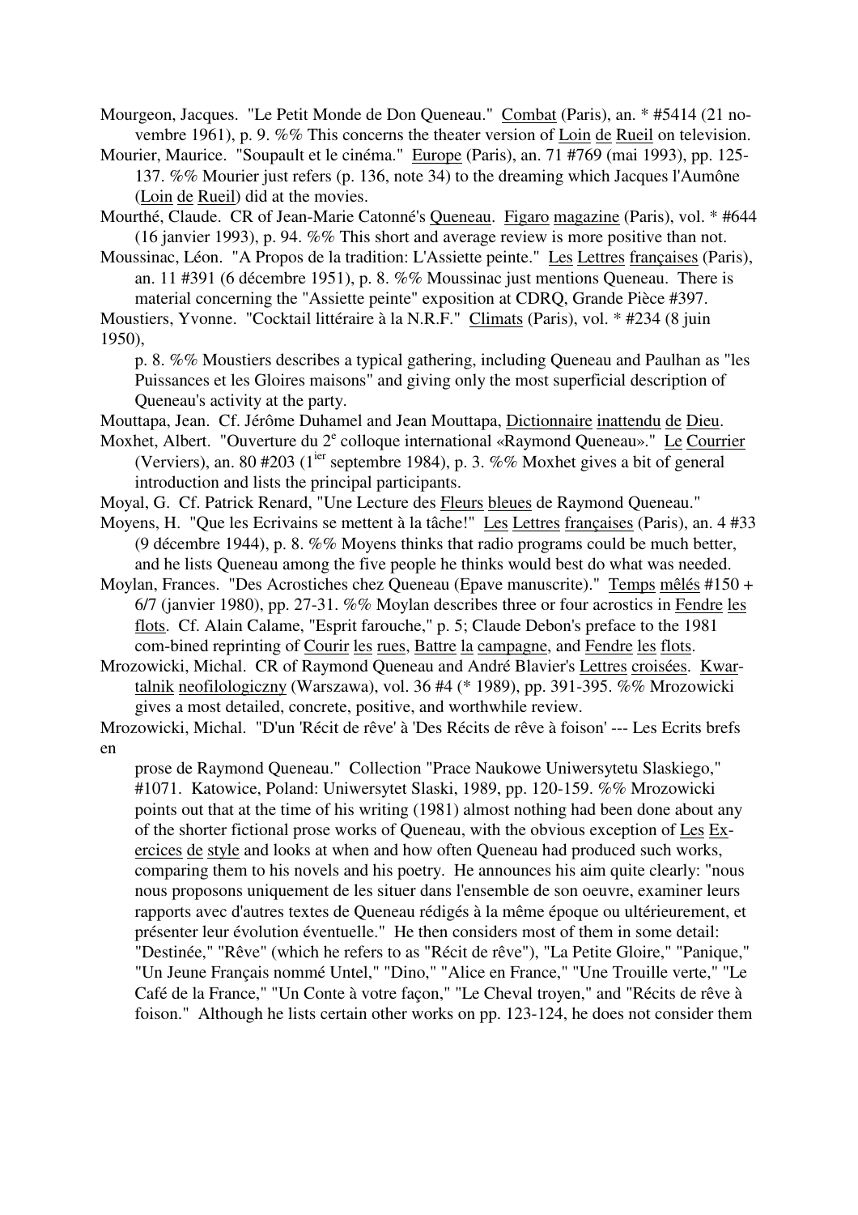Mourgeon, Jacques. "Le Petit Monde de Don Queneau." Combat (Paris), an. * #5414 (21 novembre 1961), p. 9. %% This concerns the theater version of Loin de Rueil on television.

Mourier, Maurice. "Soupault et le cinéma." Europe (Paris), an. 71 #769 (mai 1993), pp. 125-137. %% Mourier just refers (p. 136, note 34) to the dreaming which Jacques l'Aumône (Loin de Rueil) did at the movies.

Mourthé, Claude. CR of Jean-Marie Catonné's Queneau. Figaro magazine (Paris), vol. * #644 (16 janvier 1993), p. 94. %% This short and average review is more positive than not.

Moussinac, Léon. "A Propos de la tradition: L'Assiette peinte." Les Lettres françaises (Paris), an. 11 #391 (6 décembre 1951), p. 8. %% Moussinac just mentions Queneau. There is material concerning the "Assiette peinte" exposition at CDRQ, Grande Pièce #397.

Moustiers, Yvonne. "Cocktail littéraire à la N.R.F." Climats (Paris), vol. * #234 (8 juin 1950), p. 8. %% Moustiers describes a typical gathering, including Queneau and Paulhan as "les Puissances et les Gloires maisons" and giving only the most superficial description of Queneau's activity at the party.

Mouttapa, Jean. Cf. Jérôme Duhamel and Jean Mouttapa, Dictionnaire inattendu de Dieu.

Moxhet, Albert. "Ouverture du 2e colloque international «Raymond Queneau»." Le Courrier (Verviers), an. 80 #203 (1ier septembre 1984), p. 3. %% Moxhet gives a bit of general introduction and lists the principal participants.

Moyal, G. Cf. Patrick Renard, "Une Lecture des Fleurs bleues de Raymond Queneau."

Moyens, H. "Que les Ecrivains se mettent à la tâche!" Les Lettres françaises (Paris), an. 4 #33 (9 décembre 1944), p. 8. %% Moyens thinks that radio programs could be much better, and he lists Queneau among the five people he thinks would best do what was needed.

Moylan, Frances. "Des Acrostiches chez Queneau (Epave manuscrite)." Temps mêlés #150 + 6/7 (janvier 1980), pp. 27-31. %% Moylan describes three or four acrostics in Fendre les flots. Cf. Alain Calame, "Esprit farouche," p. 5; Claude Debon's preface to the 1981 com-bined reprinting of Courir les rues, Battre la campagne, and Fendre les flots.

Mrozowicki, Michal. CR of Raymond Queneau and André Blavier's Lettres croisées. Kwartalnik neofilologiczny (Warszawa), vol. 36 #4 (* 1989), pp. 391-395. %% Mrozowicki gives a most detailed, concrete, positive, and worthwhile review.

Mrozowicki, Michal. "D'un 'Récit de rêve' à 'Des Récits de rêve à foison' --- Les Ecrits brefs en prose de Raymond Queneau." Collection "Prace Naukowe Uniwersytetu Slaskiego," #1071. Katowice, Poland: Uniwersytet Slaski, 1989, pp. 120-159. %% Mrozowicki points out that at the time of his writing (1981) almost nothing had been done about any of the shorter fictional prose works of Queneau, with the obvious exception of Les Exercices de style and looks at when and how often Queneau had produced such works, comparing them to his novels and his poetry. He announces his aim quite clearly: "nous nous proposons uniquement de les situer dans l'ensemble de son oeuvre, examiner leurs rapports avec d'autres textes de Queneau rédigés à la même époque ou ultérieurement, et présenter leur évolution éventuelle." He then considers most of them in some detail: "Destinée," "Rêve" (which he refers to as "Récit de rêve"), "La Petite Gloire," "Panique," "Un Jeune Français nommé Untel," "Dino," "Alice en France," "Une Trouille verte," "Le Café de la France," "Un Conte à votre façon," "Le Cheval troyen," and "Récits de rêve à foison." Although he lists certain other works on pp. 123-124, he does not consider them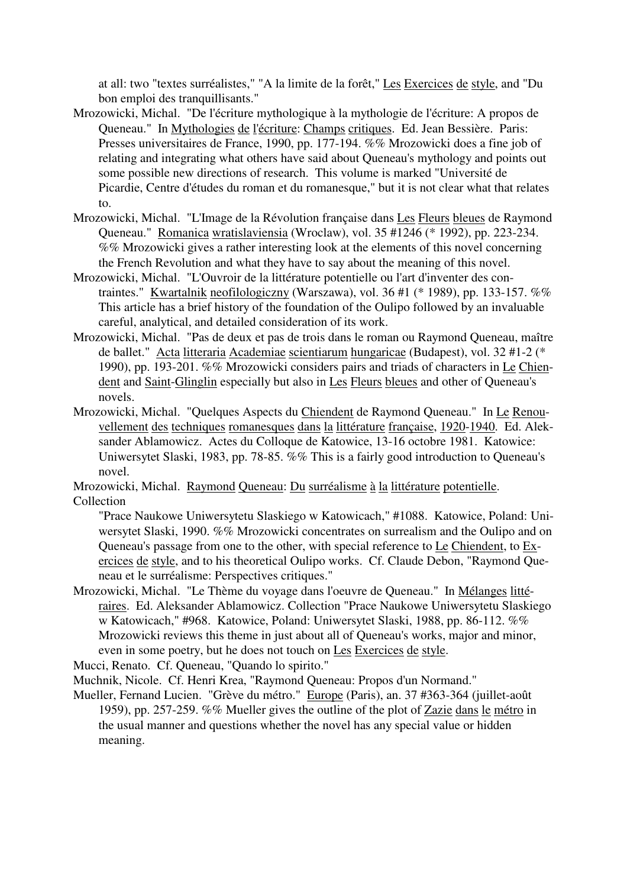at all: two "textes surréalistes," "A la limite de la forêt," Les Exercices de style, and "Du bon emploi des tranquillisants."

Mrozowicki, Michal. "De l'écriture mythologique à la mythologie de l'écriture: A propos de Queneau." In Mythologies de l'écriture: Champs critiques. Ed. Jean Bessière. Paris: Presses universitaires de France, 1990, pp. 177-194. %% Mrozowicki does a fine job of relating and integrating what others have said about Queneau's mythology and points out some possible new directions of research. This volume is marked "Université de Picardie, Centre d'études du roman et du romanesque," but it is not clear what that relates to.

Mrozowicki, Michal. "L'Image de la Révolution française dans Les Fleurs bleues de Raymond Queneau." Romanica wratislaviensia (Wroclaw), vol. 35 #1246 (* 1992), pp. 223-234. %% Mrozowicki gives a rather interesting look at the elements of this novel concerning the French Revolution and what they have to say about the meaning of this novel.

Mrozowicki, Michal. "L'Ouvroir de la littérature potentielle ou l'art d'inventer des contraintes." Kwartalnik neofilologiczny (Warszawa), vol. 36 #1 (* 1989), pp. 133-157. %% This article has a brief history of the foundation of the Oulipo followed by an invaluable careful, analytical, and detailed consideration of its work.

Mrozowicki, Michal. "Pas de deux et pas de trois dans le roman ou Raymond Queneau, maître de ballet." Acta litteraria Academiae scientiarum hungaricae (Budapest), vol. 32 #1-2 (* 1990), pp. 193-201. %% Mrozowicki considers pairs and triads of characters in Le Chiendent and Saint-Glinglin especially but also in Les Fleurs bleues and other of Queneau's novels.

Mrozowicki, Michal. "Quelques Aspects du Chiendent de Raymond Queneau." In Le Renouvellement des techniques romanesques dans la littérature française, 1920-1940. Ed. Aleksander Ablamowicz. Actes du Colloque de Katowice, 13-16 octobre 1981. Katowice: Uniwersytet Slaski, 1983, pp. 78-85. %% This is a fairly good introduction to Queneau's novel.

Mrozowicki, Michal. Raymond Queneau: Du surréalisme à la littérature potentielle. Collection "Prace Naukowe Uniwersytetu Slaskiego w Katowicach," #1088. Katowice, Poland: Uniwersytet Slaski, 1990. %% Mrozowicki concentrates on surrealism and the Oulipo and on Queneau's passage from one to the other, with special reference to Le Chiendent, to Exercices de style, and to his theoretical Oulipo works. Cf. Claude Debon, "Raymond Queneau et le surréalisme: Perspectives critiques."

Mrozowicki, Michal. "Le Thème du voyage dans l'oeuvre de Queneau." In Mélanges littéraires. Ed. Aleksander Ablamowicz. Collection "Prace Naukowe Uniwersytetu Slaskiego w Katowicach," #968. Katowice, Poland: Uniwersytet Slaski, 1988, pp. 86-112. %% Mrozowicki reviews this theme in just about all of Queneau's works, major and minor, even in some poetry, but he does not touch on Les Exercices de style.

Mucci, Renato. Cf. Queneau, "Quando lo spirito."

Muchnik, Nicole. Cf. Henri Krea, "Raymond Queneau: Propos d'un Normand."

Mueller, Fernand Lucien. "Grève du métro." Europe (Paris), an. 37 #363-364 (juillet-août 1959), pp. 257-259. %% Mueller gives the outline of the plot of Zazie dans le métro in the usual manner and questions whether the novel has any special value or hidden meaning.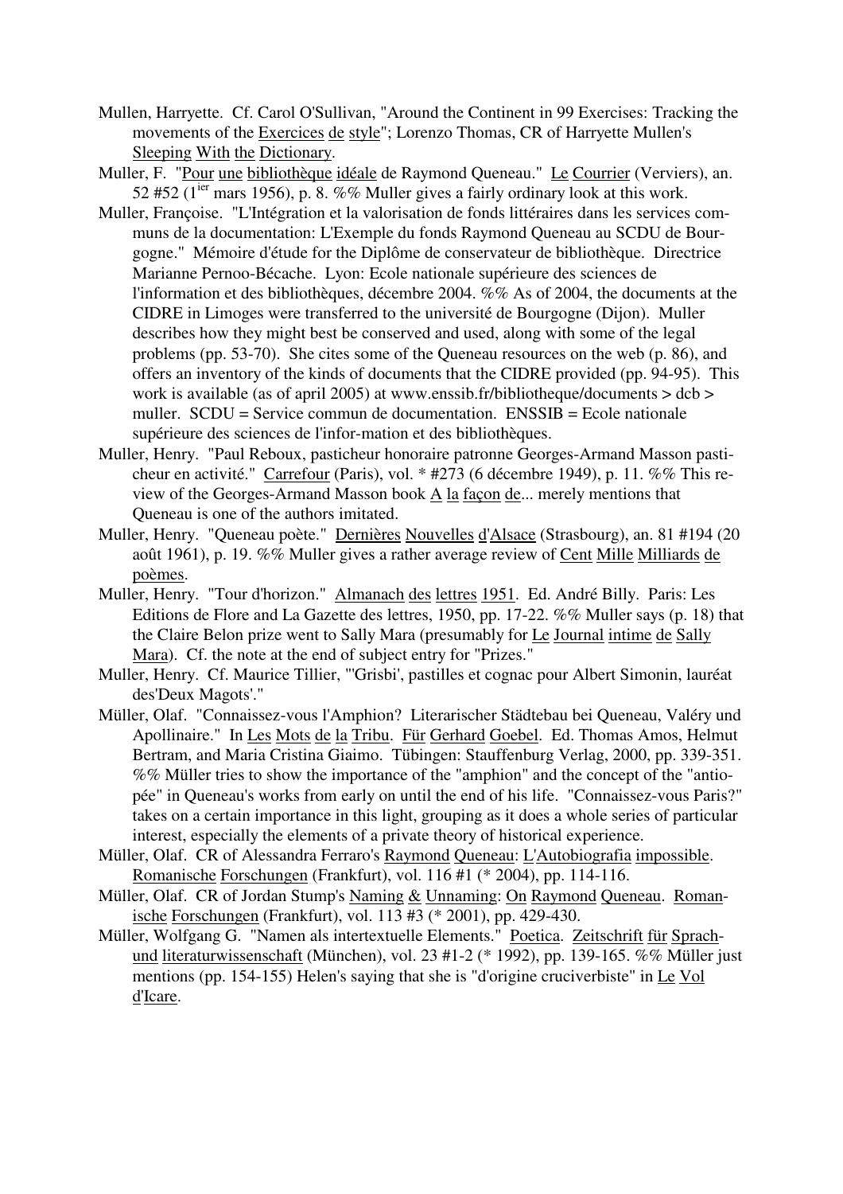Mullen, Harryette. Cf. Carol O'Sullivan, "Around the Continent in 99 Exercises: Tracking the movements of the Exercices de style"; Lorenzo Thomas, CR of Harryette Mullen's Sleeping With the Dictionary.

Muller, F. "Pour une bibliothèque idéale de Raymond Queneau." Le Courrier (Verviers), an. 52 #52 (1ier mars 1956), p. 8. %% Muller gives a fairly ordinary look at this work.

Muller, Françoise. "L'Intégration et la valorisation de fonds littéraires dans les services communs de la documentation: L'Exemple du fonds Raymond Queneau au SCDU de Bourgogne." Mémoire d'étude for the Diplôme de conservateur de bibliothèque. Directrice Marianne Pernoo-Bécache. Lyon: Ecole nationale supérieure des sciences de l'information et des bibliothèques, décembre 2004. %% As of 2004, the documents at the CIDRE in Limoges were transferred to the université de Bourgogne (Dijon). Muller describes how they might best be conserved and used, along with some of the legal problems (pp. 53-70). She cites some of the Queneau resources on the web (p. 86), and offers an inventory of the kinds of documents that the CIDRE provided (pp. 94-95). This work is available (as of april 2005) at www.enssib.fr/bibliotheque/documents > dcb > muller. SCDU = Service commun de documentation. ENSSIB = Ecole nationale supérieure des sciences de l'infor-mation et des bibliothèques.

Muller, Henry. "Paul Reboux, pasticheur honoraire patronne Georges-Armand Masson pasticheur en activité." Carrefour (Paris), vol. * #273 (6 décembre 1949), p. 11. %% This review of the Georges-Armand Masson book A la façon de... merely mentions that Queneau is one of the authors imitated.

Muller, Henry. "Queneau poète." Dernières Nouvelles d'Alsace (Strasbourg), an. 81 #194 (20 août 1961), p. 19. %% Muller gives a rather average review of Cent Mille Milliards de poèmes.

Muller, Henry. "Tour d'horizon." Almanach des lettres 1951. Ed. André Billy. Paris: Les Editions de Flore and La Gazette des lettres, 1950, pp. 17-22. %% Muller says (p. 18) that the Claire Belon prize went to Sally Mara (presumably for Le Journal intime de Sally Mara). Cf. the note at the end of subject entry for "Prizes."

Muller, Henry. Cf. Maurice Tillier, "'Grisbi', pastilles et cognac pour Albert Simonin, lauréat des'Deux Magots'."

Müller, Olaf. "Connaissez-vous l'Amphion? Literarischer Städtebau bei Queneau, Valéry und Apollinaire." In Les Mots de la Tribu. Für Gerhard Goebel. Ed. Thomas Amos, Helmut Bertram, and Maria Cristina Giaimo. Tübingen: Stauffenburg Verlag, 2000, pp. 339-351. %% Müller tries to show the importance of the "amphion" and the concept of the "antiopée" in Queneau's works from early on until the end of his life. "Connaissez-vous Paris?" takes on a certain importance in this light, grouping as it does a whole series of particular interest, especially the elements of a private theory of historical experience.

Müller, Olaf. CR of Alessandra Ferraro's Raymond Queneau: L'Autobiografia impossible. Romanische Forschungen (Frankfurt), vol. 116 #1 (* 2004), pp. 114-116.

Müller, Olaf. CR of Jordan Stump's Naming & Unnaming: On Raymond Queneau. Romanische Forschungen (Frankfurt), vol. 113 #3 (* 2001), pp. 429-430.

Müller, Wolfgang G. "Namen als intertextuelle Elements." Poetica. Zeitschrift für Sprach- und literaturwissenschaft (München), vol. 23 #1-2 (* 1992), pp. 139-165. %% Müller just mentions (pp. 154-155) Helen's saying that she is "d'origine cruciverbiste" in Le Vol d'Icare.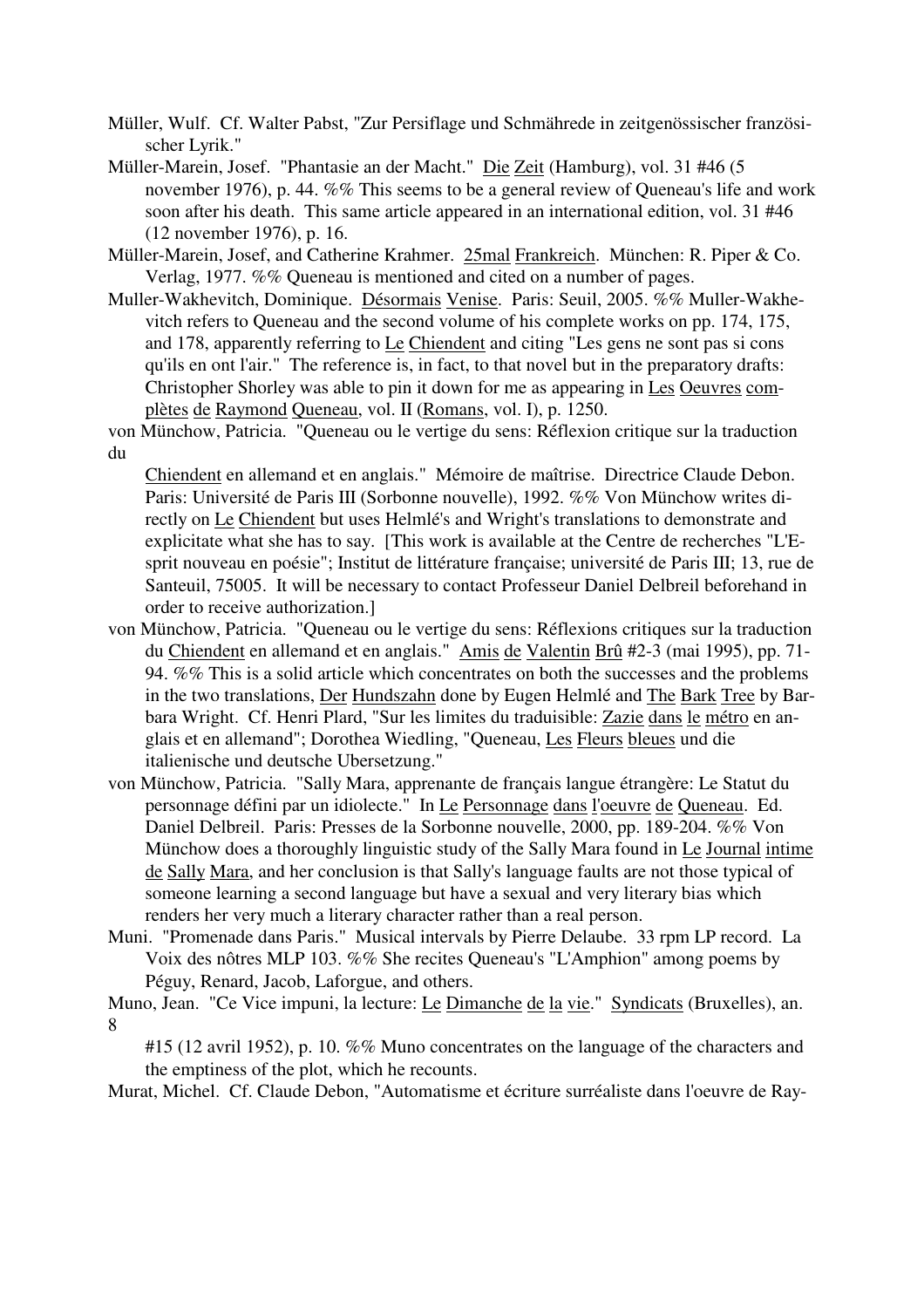Müller, Wulf. Cf. Walter Pabst, "Zur Persiflage und Schmährede in zeitgenössischer französischer Lyrik."

Müller-Marein, Josef. "Phantasie an der Macht." Die Zeit (Hamburg), vol. 31 #46 (5 november 1976), p. 44. %% This seems to be a general review of Queneau's life and work soon after his death. This same article appeared in an international edition, vol. 31 #46 (12 november 1976), p. 16.

Müller-Marein, Josef, and Catherine Krahmer. 25mal Frankreich. München: R. Piper & Co. Verlag, 1977. %% Queneau is mentioned and cited on a number of pages.

Muller-Wakhevitch, Dominique. Désormais Venise. Paris: Seuil, 2005. %% Muller-Wakhevitch refers to Queneau and the second volume of his complete works on pp. 174, 175, and 178, apparently referring to Le Chiendent and citing "Les gens ne sont pas si cons qu'ils en ont l'air." The reference is, in fact, to that novel but in the preparatory drafts: Christopher Shorley was able to pin it down for me as appearing in Les Oeuvres complètes de Raymond Queneau, vol. II (Romans, vol. I), p. 1250.

von Münchow, Patricia. "Queneau ou le vertige du sens: Réflexion critique sur la traduction du Chiendent en allemand et en anglais." Mémoire de maîtrise. Directrice Claude Debon. Paris: Université de Paris III (Sorbonne nouvelle), 1992. %% Von Münchow writes directly on Le Chiendent but uses Helmlé's and Wright's translations to demonstrate and explicitate what she has to say. [This work is available at the Centre de recherches "L'Esprit nouveau en poésie"; Institut de littérature française; université de Paris III; 13, rue de Santeuil, 75005. It will be necessary to contact Professeur Daniel Delbreil beforehand in order to receive authorization.]

von Münchow, Patricia. "Queneau ou le vertige du sens: Réflexions critiques sur la traduction du Chiendent en allemand et en anglais." Amis de Valentin Brû #2-3 (mai 1995), pp. 71-94. %% This is a solid article which concentrates on both the successes and the problems in the two translations, Der Hundszahn done by Eugen Helmlé and The Bark Tree by Barbara Wright. Cf. Henri Plard, "Sur les limites du traduisible: Zazie dans le métro en anglais et en allemand"; Dorothea Wiedling, "Queneau, Les Fleurs bleues und die italienische und deutsche Ubersetzung."

von Münchow, Patricia. "Sally Mara, apprenante de français langue étrangère: Le Statut du personnage défini par un idiolecte." In Le Personnage dans l'oeuvre de Queneau. Ed. Daniel Delbreil. Paris: Presses de la Sorbonne nouvelle, 2000, pp. 189-204. %% Von Münchow does a thoroughly linguistic study of the Sally Mara found in Le Journal intime de Sally Mara, and her conclusion is that Sally's language faults are not those typical of someone learning a second language but have a sexual and very literary bias which renders her very much a literary character rather than a real person.

Muni. "Promenade dans Paris." Musical intervals by Pierre Delaube. 33 rpm LP record. La Voix des nôtres MLP 103. %% She recites Queneau's "L'Amphion" among poems by Péguy, Renard, Jacob, Laforgue, and others.

Muno, Jean. "Ce Vice impuni, la lecture: Le Dimanche de la vie." Syndicats (Bruxelles), an. 8 #15 (12 avril 1952), p. 10. %% Muno concentrates on the language of the characters and the emptiness of the plot, which he recounts.

Murat, Michel. Cf. Claude Debon, "Automatisme et écriture surréaliste dans l'oeuvre de Ray-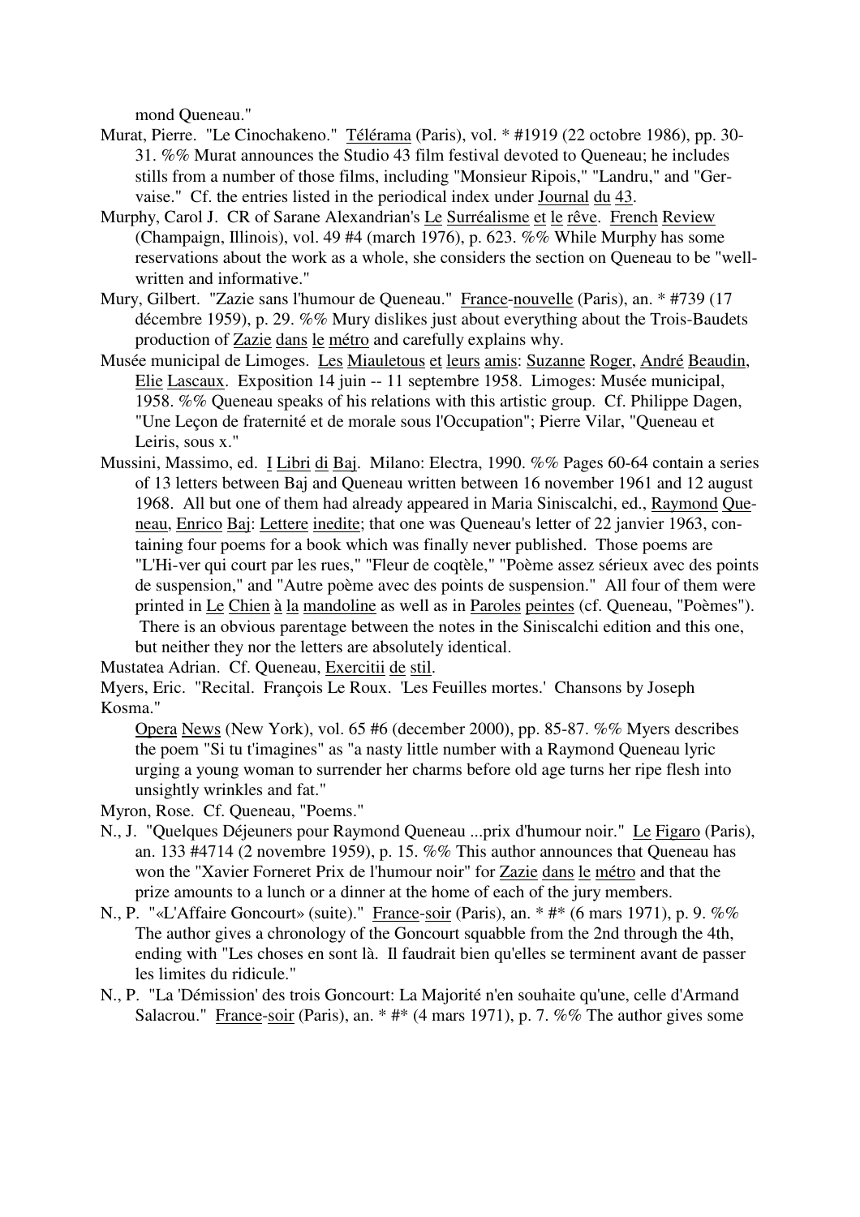mond Queneau."

Murat, Pierre. "Le Cinochakeno." Télérama (Paris), vol. * #1919 (22 octobre 1986), pp. 30-31. %% Murat announces the Studio 43 film festival devoted to Queneau; he includes stills from a number of those films, including "Monsieur Ripois," "Landru," and "Gervaise." Cf. the entries listed in the periodical index under Journal du 43.

Murphy, Carol J. CR of Sarane Alexandrian's Le Surréalisme et le rêve. French Review (Champaign, Illinois), vol. 49 #4 (march 1976), p. 623. %% While Murphy has some reservations about the work as a whole, she considers the section on Queneau to be "well-written and informative."

Mury, Gilbert. "Zazie sans l'humour de Queneau." France-nouvelle (Paris), an. * #739 (17 décembre 1959), p. 29. %% Mury dislikes just about everything about the Trois-Baudets production of Zazie dans le métro and carefully explains why.

Musée municipal de Limoges. Les Miauletous et leurs amis: Suzanne Roger, André Beaudin, Elie Lascaux. Exposition 14 juin -- 11 septembre 1958. Limoges: Musée municipal, 1958. %% Queneau speaks of his relations with this artistic group. Cf. Philippe Dagen, "Une Leçon de fraternité et de morale sous l'Occupation"; Pierre Vilar, "Queneau et Leiris, sous x."

Mussini, Massimo, ed. I Libri di Baj. Milano: Electra, 1990. %% Pages 60-64 contain a series of 13 letters between Baj and Queneau written between 16 november 1961 and 12 august 1968. All but one of them had already appeared in Maria Siniscalchi, ed., Raymond Queneau, Enrico Baj: Lettere inedite; that one was Queneau's letter of 22 janvier 1963, containing four poems for a book which was finally never published. Those poems are "L'Hi-ver qui court par les rues," "Fleur de coqtèle," "Poème assez sérieux avec des points de suspension," and "Autre poème avec des points de suspension." All four of them were printed in Le Chien à la mandoline as well as in Paroles peintes (cf. Queneau, "Poèmes"). There is an obvious parentage between the notes in the Siniscalchi edition and this one, but neither they nor the letters are absolutely identical.

Mustatea Adrian. Cf. Queneau, Exercitii de stil.

Myers, Eric. "Recital. François Le Roux. 'Les Feuilles mortes.' Chansons by Joseph Kosma."

Opera News (New York), vol. 65 #6 (december 2000), pp. 85-87. %% Myers describes the poem "Si tu t'imagines" as "a nasty little number with a Raymond Queneau lyric urging a young woman to surrender her charms before old age turns her ripe flesh into unsightly wrinkles and fat."

Myron, Rose. Cf. Queneau, "Poems."

N., J. "Quelques Déjeuners pour Raymond Queneau ...prix d'humour noir." Le Figaro (Paris), an. 133 #4714 (2 novembre 1959), p. 15. %% This author announces that Queneau has won the "Xavier Forneret Prix de l'humour noir" for Zazie dans le métro and that the prize amounts to a lunch or a dinner at the home of each of the jury members.

N., P. "«L'Affaire Goncourt» (suite)." France-soir (Paris), an. * #* (6 mars 1971), p. 9. %% The author gives a chronology of the Goncourt squabble from the 2nd through the 4th, ending with "Les choses en sont là. Il faudrait bien qu'elles se terminent avant de passer les limites du ridicule."

N., P. "La 'Démission' des trois Goncourt: La Majorité n'en souhaite qu'une, celle d'Armand Salacrou." France-soir (Paris), an. * #* (4 mars 1971), p. 7. %% The author gives some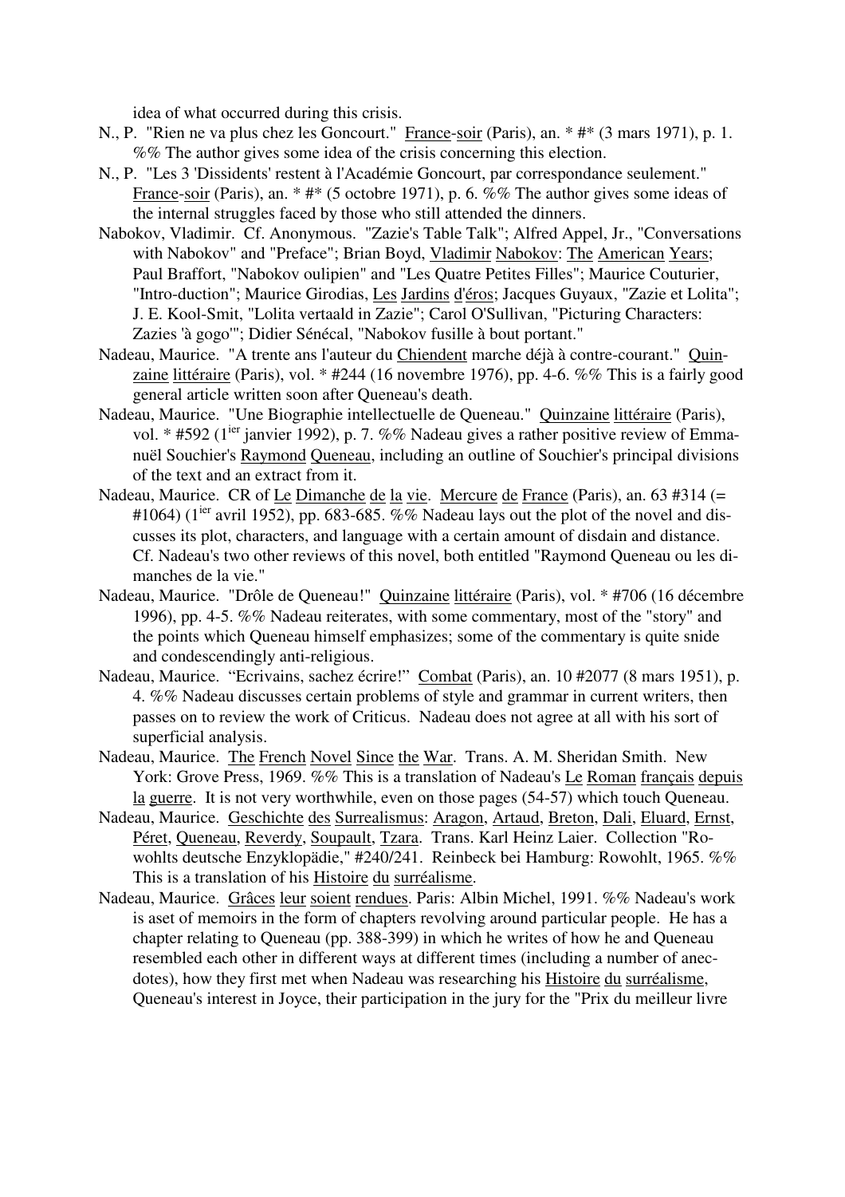idea of what occurred during this crisis.

N., P. "Rien ne va plus chez les Goncourt." France-soir (Paris), an. * #* (3 mars 1971), p. 1. %% The author gives some idea of the crisis concerning this election.

N., P. "Les 3 'Dissidents' restent à l'Académie Goncourt, par correspondance seulement." France-soir (Paris), an. * #* (5 octobre 1971), p. 6. %% The author gives some ideas of the internal struggles faced by those who still attended the dinners.

Nabokov, Vladimir. Cf. Anonymous. "Zazie's Table Talk"; Alfred Appel, Jr., "Conversations with Nabokov" and "Preface"; Brian Boyd, Vladimir Nabokov: The American Years; Paul Braffort, "Nabokov oulipien" and "Les Quatre Petites Filles"; Maurice Couturier, "Intro-duction"; Maurice Girodias, Les Jardins d'éros; Jacques Guyaux, "Zazie et Lolita"; J. E. Kool-Smit, "Lolita vertaald in Zazie"; Carol O'Sullivan, "Picturing Characters: Zazies 'à gogo'"; Didier Sénécal, "Nabokov fusille à bout portant."

Nadeau, Maurice. "A trente ans l'auteur du Chiendent marche déjà à contre-courant." Quinzaine littéraire (Paris), vol. * #244 (16 novembre 1976), pp. 4-6. %% This is a fairly good general article written soon after Queneau's death.

Nadeau, Maurice. "Une Biographie intellectuelle de Queneau." Quinzaine littéraire (Paris), vol. * #592 (1ier janvier 1992), p. 7. %% Nadeau gives a rather positive review of Emmanuël Souchier's Raymond Queneau, including an outline of Souchier's principal divisions of the text and an extract from it.

Nadeau, Maurice. CR of Le Dimanche de la vie. Mercure de France (Paris), an. 63 #314 (= #1064) (1ier avril 1952), pp. 683-685. %% Nadeau lays out the plot of the novel and discusses its plot, characters, and language with a certain amount of disdain and distance. Cf. Nadeau's two other reviews of this novel, both entitled "Raymond Queneau ou les dimanches de la vie."

Nadeau, Maurice. "Drôle de Queneau!" Quinzaine littéraire (Paris), vol. * #706 (16 décembre 1996), pp. 4-5. %% Nadeau reiterates, with some commentary, most of the "story" and the points which Queneau himself emphasizes; some of the commentary is quite snide and condescendingly anti-religious.

Nadeau, Maurice. "Ecrivains, sachez écrire!" Combat (Paris), an. 10 #2077 (8 mars 1951), p. 4. %% Nadeau discusses certain problems of style and grammar in current writers, then passes on to review the work of Criticus. Nadeau does not agree at all with his sort of superficial analysis.

Nadeau, Maurice. The French Novel Since the War. Trans. A. M. Sheridan Smith. New York: Grove Press, 1969. %% This is a translation of Nadeau's Le Roman français depuis la guerre. It is not very worthwhile, even on those pages (54-57) which touch Queneau.

Nadeau, Maurice. Geschichte des Surrealismus: Aragon, Artaud, Breton, Dali, Eluard, Ernst, Péret, Queneau, Reverdy, Soupault, Tzara. Trans. Karl Heinz Laier. Collection "Rowohlts deutsche Enzyklopädie," #240/241. Reinbeck bei Hamburg: Rowohlt, 1965. %% This is a translation of his Histoire du surréalisme.

Nadeau, Maurice. Grâces leur soient rendues. Paris: Albin Michel, 1991. %% Nadeau's work is aset of memoirs in the form of chapters revolving around particular people. He has a chapter relating to Queneau (pp. 388-399) in which he writes of how he and Queneau resembled each other in different ways at different times (including a number of anecdotes), how they first met when Nadeau was researching his Histoire du surréalisme, Queneau's interest in Joyce, their participation in the jury for the "Prix du meilleur livre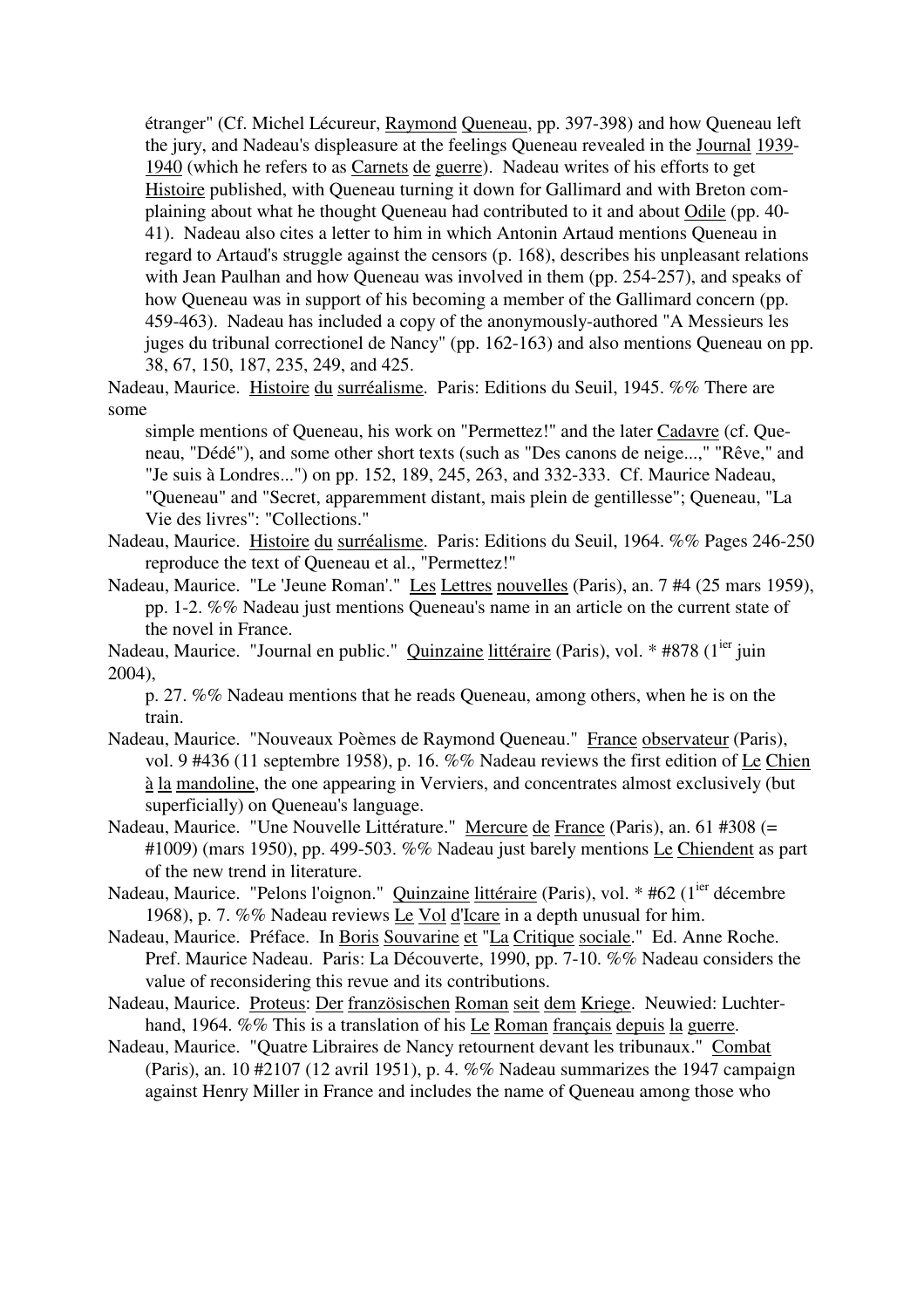étranger" (Cf. Michel Lécureur, Raymond Queneau, pp. 397-398) and how Queneau left the jury, and Nadeau's displeasure at the feelings Queneau revealed in the Journal 1939-1940 (which he refers to as Carnets de guerre). Nadeau writes of his efforts to get Histoire published, with Queneau turning it down for Gallimard and with Breton complaining about what he thought Queneau had contributed to it and about Odile (pp. 40-41). Nadeau also cites a letter to him in which Antonin Artaud mentions Queneau in regard to Artaud's struggle against the censors (p. 168), describes his unpleasant relations with Jean Paulhan and how Queneau was involved in them (pp. 254-257), and speaks of how Queneau was in support of his becoming a member of the Gallimard concern (pp. 459-463). Nadeau has included a copy of the anonymously-authored "A Messieurs les juges du tribunal correctionel de Nancy" (pp. 162-163) and also mentions Queneau on pp. 38, 67, 150, 187, 235, 249, and 425.

Nadeau, Maurice. Histoire du surréalisme. Paris: Editions du Seuil, 1945. %% There are some simple mentions of Queneau, his work on "Permettez!" and the later Cadavre (cf. Queneau, "Dédé"), and some other short texts (such as "Des canons de neige...," "Rêve," and "Je suis à Londres...") on pp. 152, 189, 245, 263, and 332-333. Cf. Maurice Nadeau, "Queneau" and "Secret, apparemment distant, mais plein de gentillesse"; Queneau, "La Vie des livres": "Collections."

Nadeau, Maurice. Histoire du surréalisme. Paris: Editions du Seuil, 1964. %% Pages 246-250 reproduce the text of Queneau et al., "Permettez!"

Nadeau, Maurice. "Le 'Jeune Roman'." Les Lettres nouvelles (Paris), an. 7 #4 (25 mars 1959), pp. 1-2. %% Nadeau just mentions Queneau's name in an article on the current state of the novel in France.

Nadeau, Maurice. "Journal en public." Quinzaine littéraire (Paris), vol. * #878 (1ier juin 2004), p. 27. %% Nadeau mentions that he reads Queneau, among others, when he is on the train.

Nadeau, Maurice. "Nouveaux Poèmes de Raymond Queneau." France observateur (Paris), vol. 9 #436 (11 septembre 1958), p. 16. %% Nadeau reviews the first edition of Le Chien à la mandoline, the one appearing in Verviers, and concentrates almost exclusively (but superficially) on Queneau's language.

Nadeau, Maurice. "Une Nouvelle Littérature." Mercure de France (Paris), an. 61 #308 (= #1009) (mars 1950), pp. 499-503. %% Nadeau just barely mentions Le Chiendent as part of the new trend in literature.

Nadeau, Maurice. "Pelons l'oignon." Quinzaine littéraire (Paris), vol. * #62 (1ier décembre 1968), p. 7. %% Nadeau reviews Le Vol d'Icare in a depth unusual for him.

Nadeau, Maurice. Préface. In Boris Souvarine et "La Critique sociale." Ed. Anne Roche. Pref. Maurice Nadeau. Paris: La Découverte, 1990, pp. 7-10. %% Nadeau considers the value of reconsidering this revue and its contributions.

Nadeau, Maurice. Proteus: Der französischen Roman seit dem Kriege. Neuwied: Luchterhand, 1964. %% This is a translation of his Le Roman français depuis la guerre.

Nadeau, Maurice. "Quatre Libraires de Nancy retournent devant les tribunaux." Combat (Paris), an. 10 #2107 (12 avril 1951), p. 4. %% Nadeau summarizes the 1947 campaign against Henry Miller in France and includes the name of Queneau among those who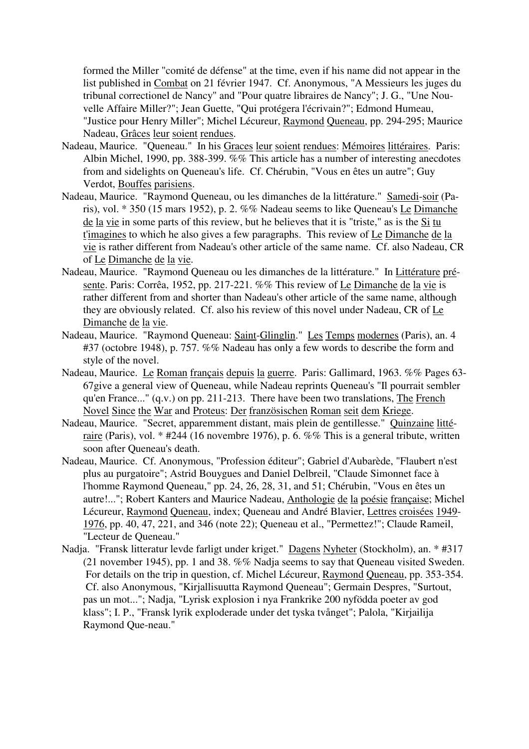formed the Miller "comité de défense" at the time, even if his name did not appear in the list published in Combat on 21 février 1947. Cf. Anonymous, "A Messieurs les juges du tribunal correctionel de Nancy" and "Pour quatre libraires de Nancy"; J. G., "Une Nouvelle Affaire Miller?"; Jean Guette, "Qui protégera l'écrivain?"; Edmond Humeau, "Justice pour Henry Miller"; Michel Lécureur, Raymond Queneau, pp. 294-295; Maurice Nadeau, Grâces leur soient rendues.

Nadeau, Maurice. "Queneau." In his Graces leur soient rendues: Mémoires littéraires. Paris: Albin Michel, 1990, pp. 388-399. %% This article has a number of interesting anecdotes from and sidelights on Queneau's life. Cf. Chérubin, "Vous en êtes un autre"; Guy Verdot, Bouffes parisiens.

Nadeau, Maurice. "Raymond Queneau, ou les dimanches de la littérature." Samedi-soir (Paris), vol. * 350 (15 mars 1952), p. 2. %% Nadeau seems to like Queneau's Le Dimanche de la vie in some parts of this review, but he believes that it is "triste," as is the Si tu t'imagines to which he also gives a few paragraphs. This review of Le Dimanche de la vie is rather different from Nadeau's other article of the same name. Cf. also Nadeau, CR of Le Dimanche de la vie.

Nadeau, Maurice. "Raymond Queneau ou les dimanches de la littérature." In Littérature présente. Paris: Corrêa, 1952, pp. 217-221. %% This review of Le Dimanche de la vie is rather different from and shorter than Nadeau's other article of the same name, although they are obviously related. Cf. also his review of this novel under Nadeau, CR of Le Dimanche de la vie.

Nadeau, Maurice. "Raymond Queneau: Saint-Glinglin." Les Temps modernes (Paris), an. 4 #37 (octobre 1948), p. 757. %% Nadeau has only a few words to describe the form and style of the novel.

Nadeau, Maurice. Le Roman français depuis la guerre. Paris: Gallimard, 1963. %% Pages 63-67give a general view of Queneau, while Nadeau reprints Queneau's "Il pourrait sembler qu'en France..." (q.v.) on pp. 211-213. There have been two translations, The French Novel Since the War and Proteus: Der französischen Roman seit dem Kriege.

Nadeau, Maurice. "Secret, apparemment distant, mais plein de gentillesse." Quinzaine littéraire (Paris), vol. * #244 (16 novembre 1976), p. 6. %% This is a general tribute, written soon after Queneau's death.

Nadeau, Maurice. Cf. Anonymous, "Profession éditeur"; Gabriel d'Aubarède, "Flaubert n'est plus au purgatoire"; Astrid Bouygues and Daniel Delbreil, "Claude Simonnet face à l'homme Raymond Queneau," pp. 24, 26, 28, 31, and 51; Chérubin, "Vous en êtes un autre!..."; Robert Kanters and Maurice Nadeau, Anthologie de la poésie française; Michel Lécureur, Raymond Queneau, index; Queneau and André Blavier, Lettres croisées 1949-1976, pp. 40, 47, 221, and 346 (note 22); Queneau et al., "Permettez!"; Claude Rameil, "Lecteur de Queneau."

Nadja. "Fransk litteratur levde farligt under kriget." Dagens Nyheter (Stockholm), an. * #317 (21 november 1945), pp. 1 and 38. %% Nadja seems to say that Queneau visited Sweden. For details on the trip in question, cf. Michel Lécureur, Raymond Queneau, pp. 353-354. Cf. also Anonymous, "Kirjallisuutta Raymond Queneau"; Germain Despres, "Surtout, pas un mot..."; Nadja, "Lyrisk explosion i nya Frankrike 200 nyfödda poeter av god klass"; I. P., "Fransk lyrik exploderade under det tyska tvånget"; Palola, "Kirjailija Raymond Que-neau."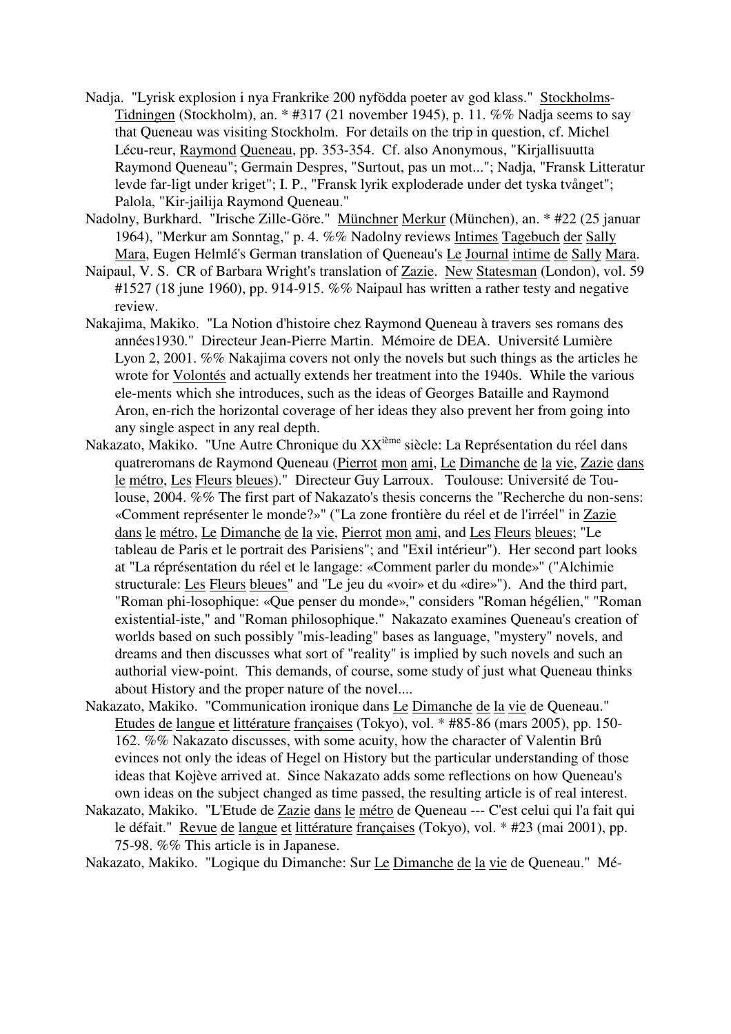Nadja. "Lyrisk explosion i nya Frankrike 200 nyfödda poeter av god klass." Stockholms-Tidningen (Stockholm), an. * #317 (21 november 1945), p. 11. %% Nadja seems to say that Queneau was visiting Stockholm. For details on the trip in question, cf. Michel Lécu-reur, Raymond Queneau, pp. 353-354. Cf. also Anonymous, "Kirjallisuutta Raymond Queneau"; Germain Despres, "Surtout, pas un mot..."; Nadja, "Fransk Litteratur levde far-ligt under kriget"; I. P., "Fransk lyrik exploderade under det tyska tvånget"; Palola, "Kir-jailija Raymond Queneau."

Nadolny, Burkhard. "Irische Zille-Göre." Münchner Merkur (München), an. * #22 (25 januar 1964), "Merkur am Sonntag," p. 4. %% Nadolny reviews Intimes Tagebuch der Sally Mara, Eugen Helmlé's German translation of Queneau's Le Journal intime de Sally Mara.

Naipaul, V. S. CR of Barbara Wright's translation of Zazie. New Statesman (London), vol. 59 #1527 (18 june 1960), pp. 914-915. %% Naipaul has written a rather testy and negative review.

Nakajima, Makiko. "La Notion d'histoire chez Raymond Queneau à travers ses romans des années1930." Directeur Jean-Pierre Martin. Mémoire de DEA. Université Lumière Lyon 2, 2001. %% Nakajima covers not only the novels but such things as the articles he wrote for Volontés and actually extends her treatment into the 1940s. While the various ele-ments which she introduces, such as the ideas of Georges Bataille and Raymond Aron, en-rich the horizontal coverage of her ideas they also prevent her from going into any single aspect in any real depth.

Nakazato, Makiko. "Une Autre Chronique du XX[ième] siècle: La Représentation du réel dans quatreromans de Raymond Queneau (Pierrot mon ami, Le Dimanche de la vie, Zazie dans le métro, Les Fleurs bleues)." Directeur Guy Larroux. Toulouse: Université de Tou-louse, 2004. %% The first part of Nakazato's thesis concerns the "Recherche du non-sens: «Comment représenter le monde?»" ("La zone frontière du réel et de l'irréel" in Zazie dans le métro, Le Dimanche de la vie, Pierrot mon ami, and Les Fleurs bleues; "Le tableau de Paris et le portrait des Parisiens"; and "Exil intérieur"). Her second part looks at "La réprésentation du réel et le langage: «Comment parler du monde»" ("Alchimie structurale: Les Fleurs bleues" and "Le jeu du «voir» et du «dire»"). And the third part, "Roman phi-losophique: «Que penser du monde»," considers "Roman hégélien," "Roman existential-iste," and "Roman philosophique." Nakazato examines Queneau's creation of worlds based on such possibly "mis-leading" bases as language, "mystery" novels, and dreams and then discusses what sort of "reality" is implied by such novels and such an authorial view-point. This demands, of course, some study of just what Queneau thinks about History and the proper nature of the novel....

Nakazato, Makiko. "Communication ironique dans Le Dimanche de la vie de Queneau." Etudes de langue et littérature françaises (Tokyo), vol. * #85-86 (mars 2005), pp. 150-162. %% Nakazato discusses, with some acuity, how the character of Valentin Brû evinces not only the ideas of Hegel on History but the particular understanding of those ideas that Kojève arrived at. Since Nakazato adds some reflections on how Queneau's own ideas on the subject changed as time passed, the resulting article is of real interest.

Nakazato, Makiko. "L'Etude de Zazie dans le métro de Queneau --- C'est celui qui l'a fait qui le défait." Revue de langue et littérature françaises (Tokyo), vol. * #23 (mai 2001), pp. 75-98. %% This article is in Japanese.

Nakazato, Makiko. "Logique du Dimanche: Sur Le Dimanche de la vie de Queneau." Mé-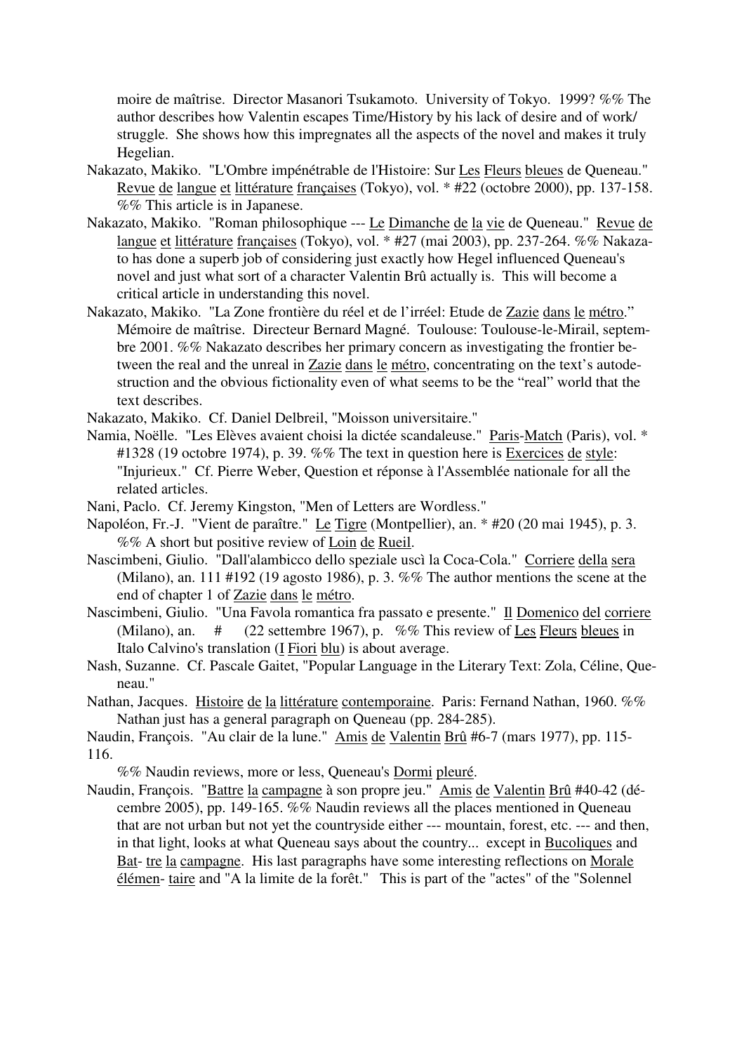moire de maîtrise. Director Masanori Tsukamoto. University of Tokyo. 1999? %% The author describes how Valentin escapes Time/History by his lack of desire and of work/ struggle. She shows how this impregnates all the aspects of the novel and makes it truly Hegelian.

Nakazato, Makiko. "L'Ombre impénétrable de l'Histoire: Sur Les Fleurs bleues de Queneau." Revue de langue et littérature françaises (Tokyo), vol. * #22 (octobre 2000), pp. 137-158. %% This article is in Japanese.

Nakazato, Makiko. "Roman philosophique --- Le Dimanche de la vie de Queneau." Revue de langue et littérature françaises (Tokyo), vol. * #27 (mai 2003), pp. 237-264. %% Nakazato has done a superb job of considering just exactly how Hegel influenced Queneau's novel and just what sort of a character Valentin Brû actually is. This will become a critical article in understanding this novel.

Nakazato, Makiko. "La Zone frontière du réel et de l'irréel: Etude de Zazie dans le métro." Mémoire de maîtrise. Directeur Bernard Magné. Toulouse: Toulouse-le-Mirail, septembre 2001. %% Nakazato describes her primary concern as investigating the frontier between the real and the unreal in Zazie dans le métro, concentrating on the text's autodestruction and the obvious fictionality even of what seems to be the "real" world that the text describes.

Nakazato, Makiko. Cf. Daniel Delbreil, "Moisson universitaire."

Namia, Noëlle. "Les Elèves avaient choisi la dictée scandaleuse." Paris-Match (Paris), vol. * #1328 (19 octobre 1974), p. 39. %% The text in question here is Exercices de style: "Injurieux." Cf. Pierre Weber, Question et réponse à l'Assemblée nationale for all the related articles.

Nani, Paclo. Cf. Jeremy Kingston, "Men of Letters are Wordless."

Napoléon, Fr.-J. "Vient de paraître." Le Tigre (Montpellier), an. * #20 (20 mai 1945), p. 3. %% A short but positive review of Loin de Rueil.

Nascimbeni, Giulio. "Dall'alambicco dello speziale uscì la Coca-Cola." Corriere della sera (Milano), an. 111 #192 (19 agosto 1986), p. 3. %% The author mentions the scene at the end of chapter 1 of Zazie dans le métro.

Nascimbeni, Giulio. "Una Favola romantica fra passato e presente." Il Domenico del corriere (Milano), an. # (22 settembre 1967), p. %% This review of Les Fleurs bleues in Italo Calvino's translation (I Fiori blu) is about average.

Nash, Suzanne. Cf. Pascale Gaitet, "Popular Language in the Literary Text: Zola, Céline, Queneau."

Nathan, Jacques. Histoire de la littérature contemporaine. Paris: Fernand Nathan, 1960. %% Nathan just has a general paragraph on Queneau (pp. 284-285).

Naudin, François. "Au clair de la lune." Amis de Valentin Brû #6-7 (mars 1977), pp. 115-116.

%% Naudin reviews, more or less, Queneau's Dormi pleuré.

Naudin, François. "Battre la campagne à son propre jeu." Amis de Valentin Brû #40-42 (décembre 2005), pp. 149-165. %% Naudin reviews all the places mentioned in Queneau that are not urban but not yet the countryside either --- mountain, forest, etc. --- and then, in that light, looks at what Queneau says about the country... except in Bucoliques and Battre la campagne. His last paragraphs have some interesting reflections on Morale élémentaire and "A la limite de la forêt." This is part of the "actes" of the "Solennel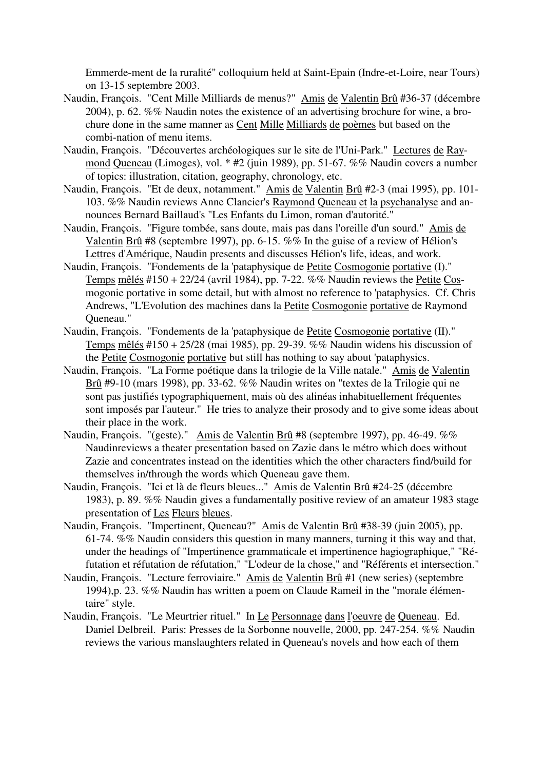Emmerde-ment de la ruralité" colloquium held at Saint-Epain (Indre-et-Loire, near Tours) on 13-15 septembre 2003.

Naudin, François. "Cent Mille Milliards de menus?" Amis de Valentin Brû #36-37 (décembre 2004), p. 62. %% Naudin notes the existence of an advertising brochure for wine, a brochure done in the same manner as Cent Mille Milliards de poèmes but based on the combi-nation of menu items.

Naudin, François. "Découvertes archéologiques sur le site de l'Uni-Park." Lectures de Raymond Queneau (Limoges), vol. * #2 (juin 1989), pp. 51-67. %% Naudin covers a number of topics: illustration, citation, geography, chronology, etc.

Naudin, François. "Et de deux, notamment." Amis de Valentin Brû #2-3 (mai 1995), pp. 101-103. %% Naudin reviews Anne Clancier's Raymond Queneau et la psychanalyse and announces Bernard Baillaud's "Les Enfants du Limon, roman d'autorité."

Naudin, François. "Figure tombée, sans doute, mais pas dans l'oreille d'un sourd." Amis de Valentin Brû #8 (septembre 1997), pp. 6-15. %% In the guise of a review of Hélion's Lettres d'Amérique, Naudin presents and discusses Hélion's life, ideas, and work.

Naudin, François. "Fondements de la 'pataphysique de Petite Cosmogonie portative (I)." Temps mêlés #150 + 22/24 (avril 1984), pp. 7-22. %% Naudin reviews the Petite Cosmogonie portative in some detail, but with almost no reference to 'pataphysics. Cf. Chris Andrews, "L'Evolution des machines dans la Petite Cosmogonie portative de Raymond Queneau."

Naudin, François. "Fondements de la 'pataphysique de Petite Cosmogonie portative (II)." Temps mêlés #150 + 25/28 (mai 1985), pp. 29-39. %% Naudin widens his discussion of the Petite Cosmogonie portative but still has nothing to say about 'pataphysics.

Naudin, François. "La Forme poétique dans la trilogie de la Ville natale." Amis de Valentin Brû #9-10 (mars 1998), pp. 33-62. %% Naudin writes on "textes de la Trilogie qui ne sont pas justifiés typographiquement, mais où des alinéas inhabituellement fréquentes sont imposés par l'auteur." He tries to analyze their prosody and to give some ideas about their place in the work.

Naudin, François. "(geste)." Amis de Valentin Brû #8 (septembre 1997), pp. 46-49. %% Naudinreviews a theater presentation based on Zazie dans le métro which does without Zazie and concentrates instead on the identities which the other characters find/build for themselves in/through the words which Queneau gave them.

Naudin, François. "Ici et là de fleurs bleues..." Amis de Valentin Brû #24-25 (décembre 1983), p. 89. %% Naudin gives a fundamentally positive review of an amateur 1983 stage presentation of Les Fleurs bleues.

Naudin, François. "Impertinent, Queneau?" Amis de Valentin Brû #38-39 (juin 2005), pp. 61-74. %% Naudin considers this question in many manners, turning it this way and that, under the headings of "Impertinence grammaticale et impertinence hagiographique," "Réfutation et réfutation de réfutation," "L'odeur de la chose," and "Référents et intersection."

Naudin, François. "Lecture ferroviaire." Amis de Valentin Brû #1 (new series) (septembre 1994),p. 23. %% Naudin has written a poem on Claude Rameil in the "morale élémentaire" style.

Naudin, François. "Le Meurtrier rituel." In Le Personnage dans l'oeuvre de Queneau. Ed. Daniel Delbreil. Paris: Presses de la Sorbonne nouvelle, 2000, pp. 247-254. %% Naudin reviews the various manslaughters related in Queneau's novels and how each of them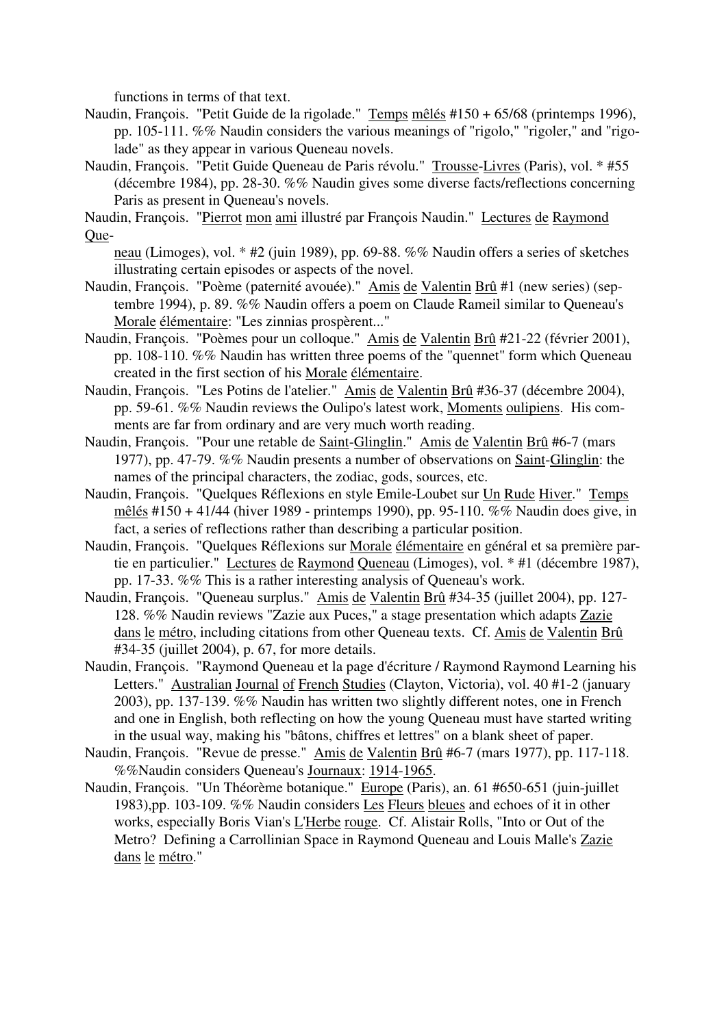functions in terms of that text.

Naudin, François. "Petit Guide de la rigolade." Temps mêlés #150 + 65/68 (printemps 1996), pp. 105-111. %% Naudin considers the various meanings of "rigolo," "rigoler," and "rigolade" as they appear in various Queneau novels.

Naudin, François. "Petit Guide Queneau de Paris révolu." Trousse-Livres (Paris), vol. * #55 (décembre 1984), pp. 28-30. %% Naudin gives some diverse facts/reflections concerning Paris as present in Queneau's novels.

Naudin, François. "Pierrot mon ami illustré par François Naudin." Lectures de Raymond Queneau (Limoges), vol. * #2 (juin 1989), pp. 69-88. %% Naudin offers a series of sketches illustrating certain episodes or aspects of the novel.

Naudin, François. "Poème (paternité avouée)." Amis de Valentin Brû #1 (new series) (septembre 1994), p. 89. %% Naudin offers a poem on Claude Rameil similar to Queneau's Morale élémentaire: "Les zinnias prospèrent..."

Naudin, François. "Poèmes pour un colloque." Amis de Valentin Brû #21-22 (février 2001), pp. 108-110. %% Naudin has written three poems of the "quennet" form which Queneau created in the first section of his Morale élémentaire.

Naudin, François. "Les Potins de l'atelier." Amis de Valentin Brû #36-37 (décembre 2004), pp. 59-61. %% Naudin reviews the Oulipo's latest work, Moments oulipiens. His comments are far from ordinary and are very much worth reading.

Naudin, François. "Pour une retable de Saint-Glinglin." Amis de Valentin Brû #6-7 (mars 1977), pp. 47-79. %% Naudin presents a number of observations on Saint-Glinglin: the names of the principal characters, the zodiac, gods, sources, etc.

Naudin, François. "Quelques Réflexions en style Emile-Loubet sur Un Rude Hiver." Temps mêlés #150 + 41/44 (hiver 1989 - printemps 1990), pp. 95-110. %% Naudin does give, in fact, a series of reflections rather than describing a particular position.

Naudin, François. "Quelques Réflexions sur Morale élémentaire en général et sa première partie en particulier." Lectures de Raymond Queneau (Limoges), vol. * #1 (décembre 1987), pp. 17-33. %% This is a rather interesting analysis of Queneau's work.

Naudin, François. "Queneau surplus." Amis de Valentin Brû #34-35 (juillet 2004), pp. 127-128. %% Naudin reviews "Zazie aux Puces," a stage presentation which adapts Zazie dans le métro, including citations from other Queneau texts. Cf. Amis de Valentin Brû #34-35 (juillet 2004), p. 67, for more details.

Naudin, François. "Raymond Queneau et la page d'écriture / Raymond Raymond Learning his Letters." Australian Journal of French Studies (Clayton, Victoria), vol. 40 #1-2 (january 2003), pp. 137-139. %% Naudin has written two slightly different notes, one in French and one in English, both reflecting on how the young Queneau must have started writing in the usual way, making his "bâtons, chiffres et lettres" on a blank sheet of paper.

Naudin, François. "Revue de presse." Amis de Valentin Brû #6-7 (mars 1977), pp. 117-118. %%Naudin considers Queneau's Journaux: 1914-1965.

Naudin, François. "Un Théorème botanique." Europe (Paris), an. 61 #650-651 (juin-juillet 1983),pp. 103-109. %% Naudin considers Les Fleurs bleues and echoes of it in other works, especially Boris Vian's L'Herbe rouge. Cf. Alistair Rolls, "Into or Out of the Metro? Defining a Carrollinian Space in Raymond Queneau and Louis Malle's Zazie dans le métro."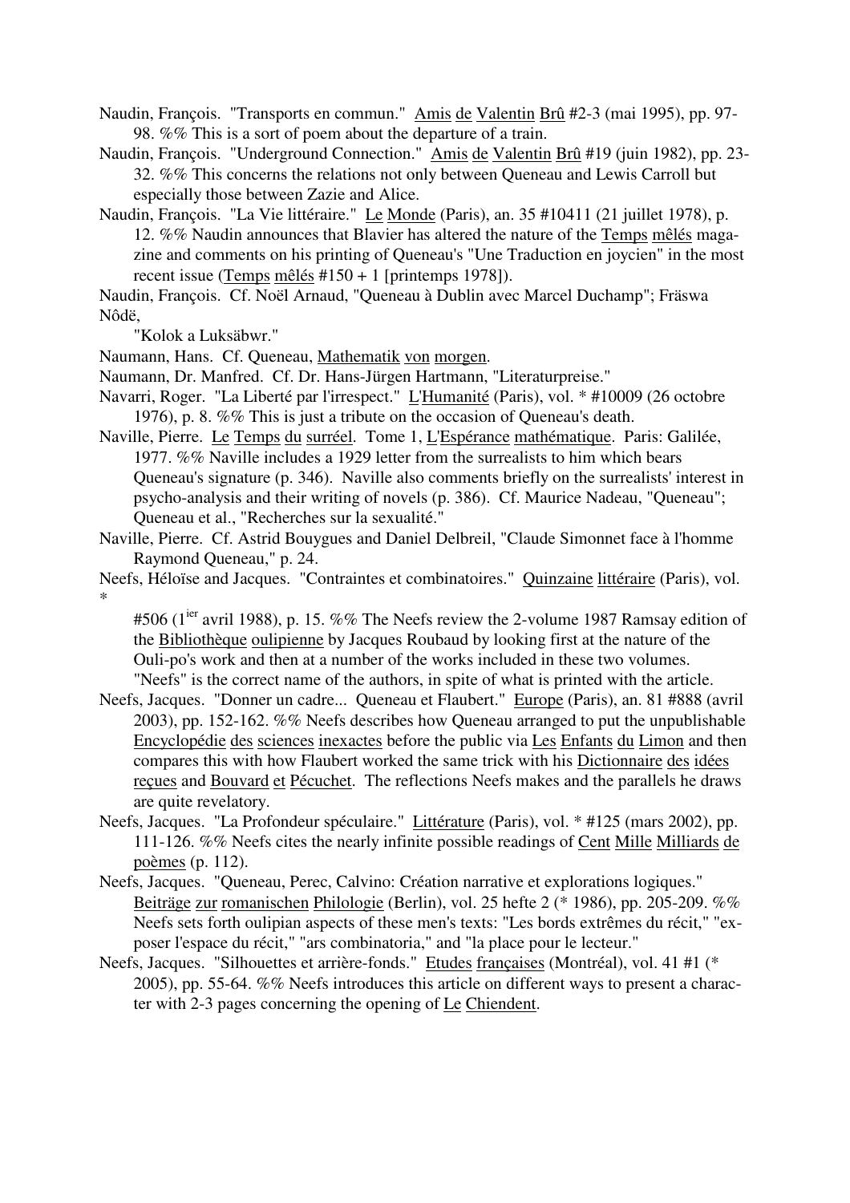Naudin, François. "Transports en commun." Amis de Valentin Brû #2-3 (mai 1995), pp. 97-98. %% This is a sort of poem about the departure of a train.

Naudin, François. "Underground Connection." Amis de Valentin Brû #19 (juin 1982), pp. 23-32. %% This concerns the relations not only between Queneau and Lewis Carroll but especially those between Zazie and Alice.

Naudin, François. "La Vie littéraire." Le Monde (Paris), an. 35 #10411 (21 juillet 1978), p. 12. %% Naudin announces that Blavier has altered the nature of the Temps mêlés magazine and comments on his printing of Queneau's "Une Traduction en joycien" in the most recent issue (Temps mêlés #150 + 1 [printemps 1978]).

Naudin, François. Cf. Noël Arnaud, "Queneau à Dublin avec Marcel Duchamp"; Fräswa Nôdë,

"Kolok a Luksäbwr."

Naumann, Hans. Cf. Queneau, Mathematik von morgen.

Naumann, Dr. Manfred. Cf. Dr. Hans-Jürgen Hartmann, "Literaturpreise."

Navarri, Roger. "La Liberté par l'irrespect." L'Humanité (Paris), vol. * #10009 (26 octobre 1976), p. 8. %% This is just a tribute on the occasion of Queneau's death.

Naville, Pierre. Le Temps du surréel. Tome 1, L'Espérance mathématique. Paris: Galilée, 1977. %% Naville includes a 1929 letter from the surrealists to him which bears Queneau's signature (p. 346). Naville also comments briefly on the surrealists' interest in psycho-analysis and their writing of novels (p. 386). Cf. Maurice Nadeau, "Queneau"; Queneau et al., "Recherches sur la sexualité."

Naville, Pierre. Cf. Astrid Bouygues and Daniel Delbreil, "Claude Simonnet face à l'homme Raymond Queneau," p. 24.

Neefs, Héloïse and Jacques. "Contraintes et combinatoires." Quinzaine littéraire (Paris), vol. *

#506 (1ier avril 1988), p. 15. %% The Neefs review the 2-volume 1987 Ramsay edition of the Bibliothèque oulipienne by Jacques Roubaud by looking first at the nature of the Ouli-po's work and then at a number of the works included in these two volumes. "Neefs" is the correct name of the authors, in spite of what is printed with the article.

Neefs, Jacques. "Donner un cadre... Queneau et Flaubert." Europe (Paris), an. 81 #888 (avril 2003), pp. 152-162. %% Neefs describes how Queneau arranged to put the unpublishable Encyclopédie des sciences inexactes before the public via Les Enfants du Limon and then compares this with how Flaubert worked the same trick with his Dictionnaire des idées reçues and Bouvard et Pécuchet. The reflections Neefs makes and the parallels he draws are quite revelatory.

Neefs, Jacques. "La Profondeur spéculaire." Littérature (Paris), vol. * #125 (mars 2002), pp. 111-126. %% Neefs cites the nearly infinite possible readings of Cent Mille Milliards de poèmes (p. 112).

Neefs, Jacques. "Queneau, Perec, Calvino: Création narrative et explorations logiques." Beiträge zur romanischen Philologie (Berlin), vol. 25 hefte 2 (* 1986), pp. 205-209. %% Neefs sets forth oulipian aspects of these men's texts: "Les bords extrêmes du récit," "exposer l'espace du récit," "ars combinatoria," and "la place pour le lecteur."

Neefs, Jacques. "Silhouettes et arrière-fonds." Etudes françaises (Montréal), vol. 41 #1 (* 2005), pp. 55-64. %% Neefs introduces this article on different ways to present a character with 2-3 pages concerning the opening of Le Chiendent.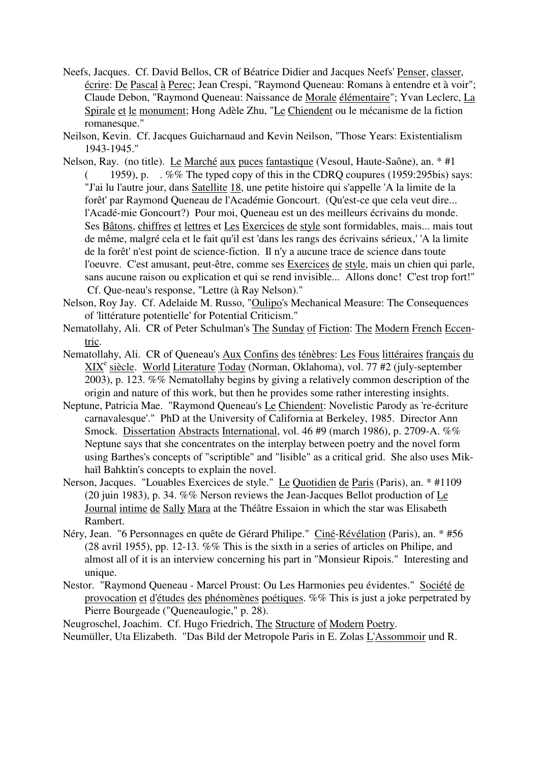Neefs, Jacques. Cf. David Bellos, CR of Béatrice Didier and Jacques Neefs' Penser, classer, écrire: De Pascal à Perec; Jean Crespi, "Raymond Queneau: Romans à entendre et à voir"; Claude Debon, "Raymond Queneau: Naissance de Morale élémentaire"; Yvan Leclerc, La Spirale et le monument; Hong Adèle Zhu, "Le Chiendent ou le mécanisme de la fiction romanesque."

Neilson, Kevin. Cf. Jacques Guicharnaud and Kevin Neilson, "Those Years: Existentialism 1943-1945."

Nelson, Ray. (no title). Le Marché aux puces fantastique (Vesoul, Haute-Saône), an. * #1 (     1959), p.   . %% The typed copy of this in the CDRQ coupures (1959:295bis) says: "J'ai lu l'autre jour, dans Satellite 18, une petite histoire qui s'appelle 'A la limite de la forêt' par Raymond Queneau de l'Académie Goncourt. (Qu'est-ce que cela veut dire... l'Acadé-mie Goncourt?) Pour moi, Queneau est un des meilleurs écrivains du monde. Ses Bâtons, chiffres et lettres et Les Exercices de style sont formidables, mais... mais tout de même, malgré cela et le fait qu'il est 'dans les rangs des écrivains sérieux,' 'A la limite de la forêt' n'est point de science-fiction. Il n'y a aucune trace de science dans toute l'oeuvre. C'est amusant, peut-être, comme ses Exercices de style, mais un chien qui parle, sans aucune raison ou explication et qui se rend invisible... Allons donc! C'est trop fort!" Cf. Que-neau's response, "Lettre (à Ray Nelson)."

Nelson, Roy Jay. Cf. Adelaide M. Russo, "Oulipo's Mechanical Measure: The Consequences of 'littérature potentielle' for Potential Criticism."

Nematollahy, Ali. CR of Peter Schulman's The Sunday of Fiction: The Modern French Eccen-tric.

Nematollahy, Ali. CR of Queneau's Aux Confins des ténèbres: Les Fous littéraires français du XIX[e] siècle. World Literature Today (Norman, Oklahoma), vol. 77 #2 (july-september 2003), p. 123. %% Nematollahy begins by giving a relatively common description of the origin and nature of this work, but then he provides some rather interesting insights.

Neptune, Patricia Mae. "Raymond Queneau's Le Chiendent: Novelistic Parody as 're-écriture carnavalesque'." PhD at the University of California at Berkeley, 1985. Director Ann Smock. Dissertation Abstracts International, vol. 46 #9 (march 1986), p. 2709-A. %% Neptune says that she concentrates on the interplay between poetry and the novel form using Barthes's concepts of "scriptible" and "lisible" as a critical grid. She also uses Mik-haïl Bahktin's concepts to explain the novel.

Nerson, Jacques. "Louables Exercices de style." Le Quotidien de Paris (Paris), an. * #1109 (20 juin 1983), p. 34. %% Nerson reviews the Jean-Jacques Bellot production of Le Journal intime de Sally Mara at the Théâtre Essaion in which the star was Elisabeth Rambert.

Néry, Jean. "6 Personnages en quête de Gérard Philipe." Ciné-Révélation (Paris), an. * #56 (28 avril 1955), pp. 12-13. %% This is the sixth in a series of articles on Philipe, and almost all of it is an interview concerning his part in "Monsieur Ripois." Interesting and unique.

Nestor. "Raymond Queneau - Marcel Proust: Ou Les Harmonies peu évidentes." Société de provocation et d'études des phénomènes poétiques. %% This is just a joke perpetrated by Pierre Bourgeade ("Queneaulogie," p. 28).

Neugroschel, Joachim. Cf. Hugo Friedrich, The Structure of Modern Poetry.

Neumüller, Uta Elizabeth. "Das Bild der Metropole Paris in E. Zolas L'Assommoir und R.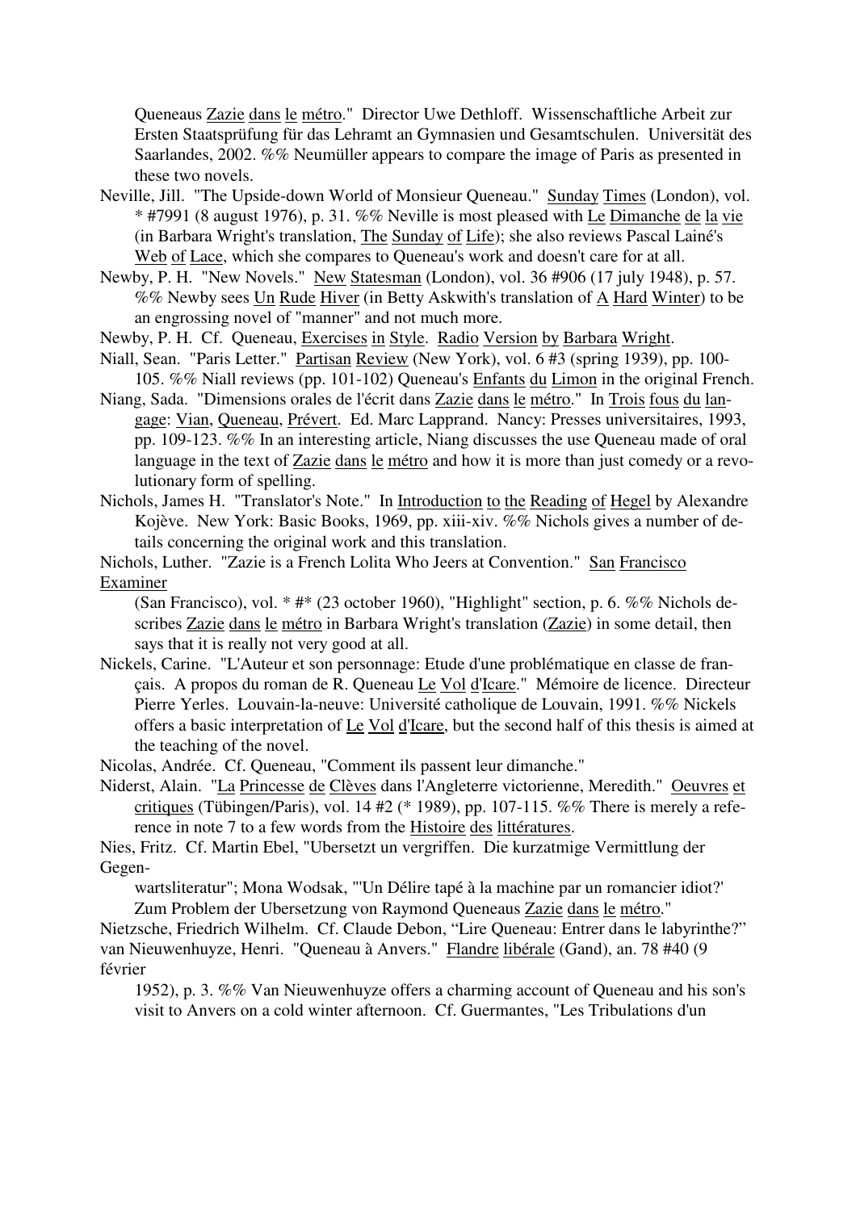Queneaus Zazie dans le métro." Director Uwe Dethloff. Wissenschaftliche Arbeit zur Ersten Staatsprüfung für das Lehramt an Gymnasien und Gesamtschulen. Universität des Saarlandes, 2002. %% Neumüller appears to compare the image of Paris as presented in these two novels.

Neville, Jill. "The Upside-down World of Monsieur Queneau." Sunday Times (London), vol. * #7991 (8 august 1976), p. 31. %% Neville is most pleased with Le Dimanche de la vie (in Barbara Wright's translation, The Sunday of Life); she also reviews Pascal Lainé's Web of Lace, which she compares to Queneau's work and doesn't care for at all.

Newby, P. H. "New Novels." New Statesman (London), vol. 36 #906 (17 july 1948), p. 57. %% Newby sees Un Rude Hiver (in Betty Askwith's translation of A Hard Winter) to be an engrossing novel of "manner" and not much more.

Newby, P. H. Cf. Queneau, Exercises in Style. Radio Version by Barbara Wright.

Niall, Sean. "Paris Letter." Partisan Review (New York), vol. 6 #3 (spring 1939), pp. 100-105. %% Niall reviews (pp. 101-102) Queneau's Enfants du Limon in the original French.

Niang, Sada. "Dimensions orales de l'écrit dans Zazie dans le métro." In Trois fous du langage: Vian, Queneau, Prévert. Ed. Marc Lapprand. Nancy: Presses universitaires, 1993, pp. 109-123. %% In an interesting article, Niang discusses the use Queneau made of oral language in the text of Zazie dans le métro and how it is more than just comedy or a revolutionary form of spelling.

Nichols, James H. "Translator's Note." In Introduction to the Reading of Hegel by Alexandre Kojève. New York: Basic Books, 1969, pp. xiii-xiv. %% Nichols gives a number of details concerning the original work and this translation.

Nichols, Luther. "Zazie is a French Lolita Who Jeers at Convention." San Francisco Examiner (San Francisco), vol. * #* (23 october 1960), "Highlight" section, p. 6. %% Nichols describes Zazie dans le métro in Barbara Wright's translation (Zazie) in some detail, then says that it is really not very good at all.

Nickels, Carine. "L'Auteur et son personnage: Etude d'une problématique en classe de français. A propos du roman de R. Queneau Le Vol d'Icare." Mémoire de licence. Directeur Pierre Yerles. Louvain-la-neuve: Université catholique de Louvain, 1991. %% Nickels offers a basic interpretation of Le Vol d'Icare, but the second half of this thesis is aimed at the teaching of the novel.

Nicolas, Andrée. Cf. Queneau, "Comment ils passent leur dimanche."

Niderst, Alain. "La Princesse de Clèves dans l'Angleterre victorienne, Meredith." Oeuvres et critiques (Tübingen/Paris), vol. 14 #2 (* 1989), pp. 107-115. %% There is merely a reference in note 7 to a few words from the Histoire des littératures.

Nies, Fritz. Cf. Martin Ebel, "Ubersetzt un vergriffen. Die kurzatmige Vermittlung der Gegenwartsliteratur"; Mona Wodsak, "'Un Délire tapé à la machine par un romancier idiot?' Zum Problem der Ubersetzung von Raymond Queneaus Zazie dans le métro."

Nietzsche, Friedrich Wilhelm. Cf. Claude Debon, "Lire Queneau: Entrer dans le labyrinthe?"

van Nieuwenhuyze, Henri. "Queneau à Anvers." Flandre libérale (Gand), an. 78 #40 (9 février 1952), p. 3. %% Van Nieuwenhuyze offers a charming account of Queneau and his son's visit to Anvers on a cold winter afternoon. Cf. Guermantes, "Les Tribulations d'un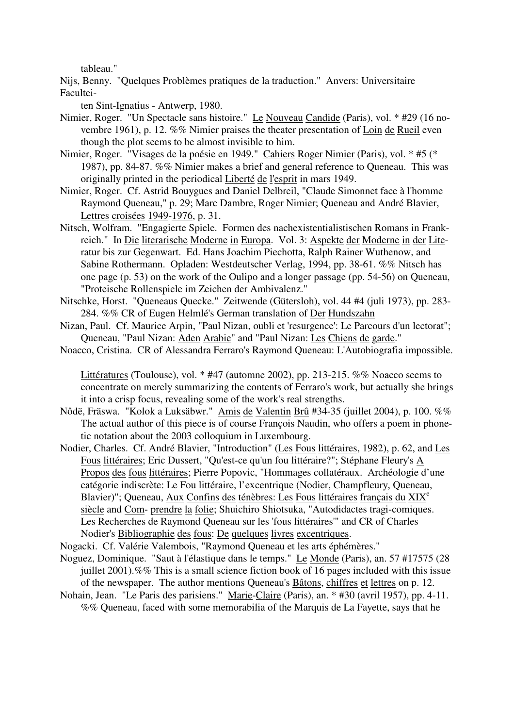tableau."

Nijs, Benny. "Quelques Problèmes pratiques de la traduction." Anvers: Universitaire Facultei-ten Sint-Ignatius - Antwerp, 1980.

Nimier, Roger. "Un Spectacle sans histoire." Le Nouveau Candide (Paris), vol. * #29 (16 novembre 1961), p. 12. %% Nimier praises the theater presentation of Loin de Rueil even though the plot seems to be almost invisible to him.

Nimier, Roger. "Visages de la poésie en 1949." Cahiers Roger Nimier (Paris), vol. * #5 (* 1987), pp. 84-87. %% Nimier makes a brief and general reference to Queneau. This was originally printed in the periodical Liberté de l'esprit in mars 1949.

Nimier, Roger. Cf. Astrid Bouygues and Daniel Delbreil, "Claude Simonnet face à l'homme Raymond Queneau," p. 29; Marc Dambre, Roger Nimier; Queneau and André Blavier, Lettres croisées 1949-1976, p. 31.

Nitsch, Wolfram. "Engagierte Spiele. Formen des nachexistentialistischen Romans in Frankreich." In Die literarische Moderne in Europa. Vol. 3: Aspekte der Moderne in der Literatur bis zur Gegenwart. Ed. Hans Joachim Piechotta, Ralph Rainer Wuthenow, and Sabine Rothermann. Opladen: Westdeutscher Verlag, 1994, pp. 38-61. %% Nitsch has one page (p. 53) on the work of the Oulipo and a longer passage (pp. 54-56) on Queneau, "Proteische Rollenspiele im Zeichen der Ambivalenz."

Nitschke, Horst. "Queneaus Quecke." Zeitwende (Gütersloh), vol. 44 #4 (juli 1973), pp. 283-284. %% CR of Eugen Helmlé's German translation of Der Hundszahn

Nizan, Paul. Cf. Maurice Arpin, "Paul Nizan, oubli et 'resurgence': Le Parcours d'un lectorat"; Queneau, "Paul Nizan: Aden Arabie" and "Paul Nizan: Les Chiens de garde."

Noacco, Cristina. CR of Alessandra Ferraro's Raymond Queneau: L'Autobiografia impossible. Littératures (Toulouse), vol. * #47 (automne 2002), pp. 213-215. %% Noacco seems to concentrate on merely summarizing the contents of Ferraro's work, but actually she brings it into a crisp focus, revealing some of the work's real strengths.

Nôdë, Fräswa. "Kolok a Luksäbwr." Amis de Valentin Brû #34-35 (juillet 2004), p. 100. %% The actual author of this piece is of course François Naudin, who offers a poem in phonetic notation about the 2003 colloquium in Luxembourg.

Nodier, Charles. Cf. André Blavier, "Introduction" (Les Fous littéraires, 1982), p. 62, and Les Fous littéraires; Eric Dussert, "Qu'est-ce qu'un fou littéraire?"; Stéphane Fleury's A Propos des fous littéraires; Pierre Popovic, "Hommages collatéraux. Archéologie d'une catégorie indiscrète: Le Fou littéraire, l'excentrique (Nodier, Champfleury, Queneau, Blavier)"; Queneau, Aux Confins des ténèbres: Les Fous littéraires français du XIX[e] siècle and Com- prendre la folie; Shuichiro Shiotsuka, "Autodidactes tragi-comiques. Les Recherches de Raymond Queneau sur les 'fous littéraires'" and CR of Charles Nodier's Bibliographie des fous: De quelques livres excentriques.

Nogacki. Cf. Valérie Valembois, "Raymond Queneau et les arts éphémères."

Noguez, Dominique. "Saut à l'élastique dans le temps." Le Monde (Paris), an. 57 #17575 (28 juillet 2001).%% This is a small science fiction book of 16 pages included with this issue of the newspaper. The author mentions Queneau's Bâtons, chiffres et lettres on p. 12.

Nohain, Jean. "Le Paris des parisiens." Marie-Claire (Paris), an. * #30 (avril 1957), pp. 4-11. %% Queneau, faced with some memorabilia of the Marquis de La Fayette, says that he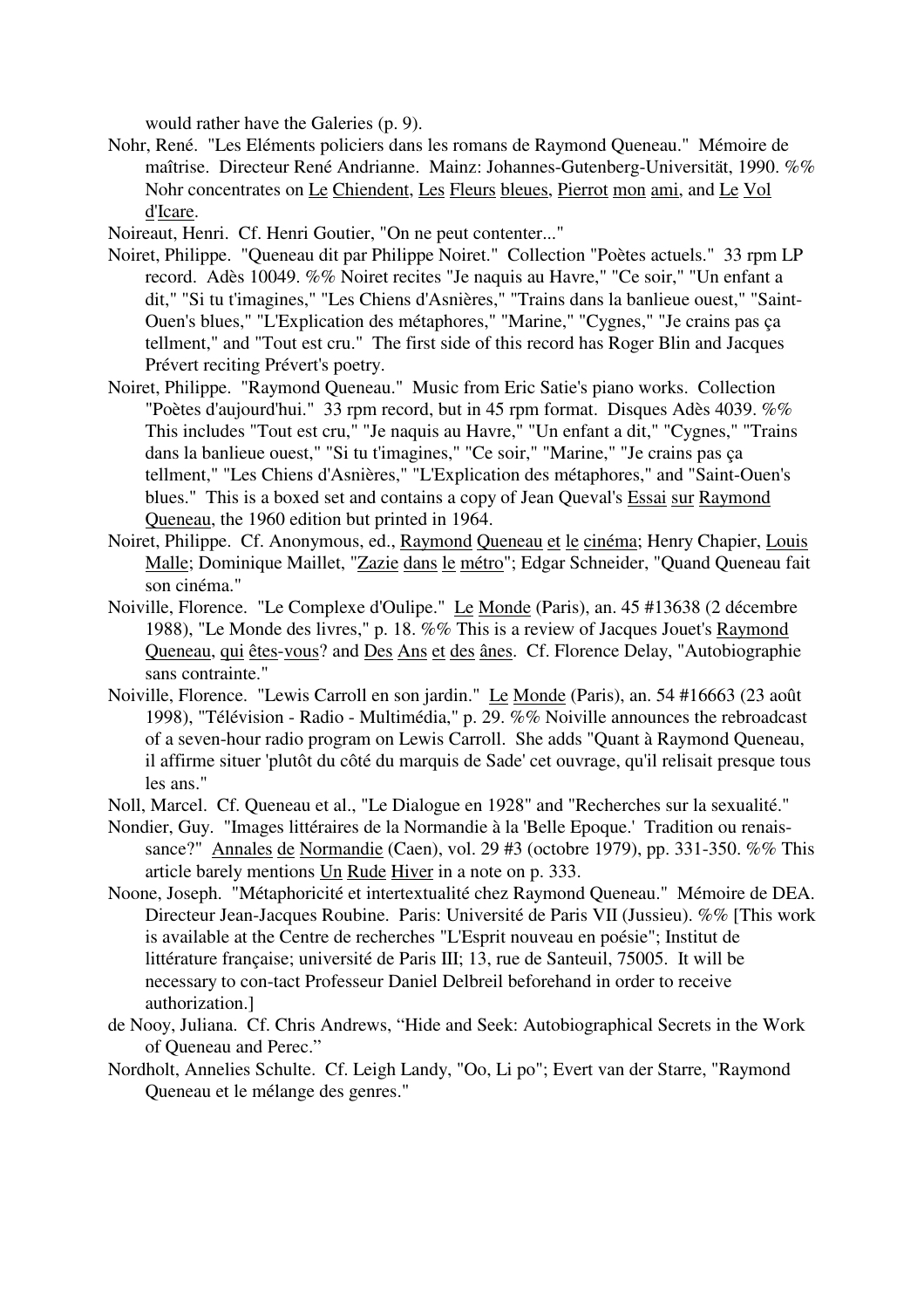would rather have the Galeries (p. 9).

Nohr, René. "Les Eléments policiers dans les romans de Raymond Queneau." Mémoire de maîtrise. Directeur René Andrianne. Mainz: Johannes-Gutenberg-Universität, 1990. %% Nohr concentrates on Le Chiendent, Les Fleurs bleues, Pierrot mon ami, and Le Vol d'Icare.

Noireaut, Henri. Cf. Henri Goutier, "On ne peut contenter..."

Noiret, Philippe. "Queneau dit par Philippe Noiret." Collection "Poètes actuels." 33 rpm LP record. Adès 10049. %% Noiret recites "Je naquis au Havre," "Ce soir," "Un enfant a dit," "Si tu t'imagines," "Les Chiens d'Asnières," "Trains dans la banlieue ouest," "Saint-Ouen's blues," "L'Explication des métaphores," "Marine," "Cygnes," "Je crains pas ça tellment," and "Tout est cru." The first side of this record has Roger Blin and Jacques Prévert reciting Prévert's poetry.

Noiret, Philippe. "Raymond Queneau." Music from Eric Satie's piano works. Collection "Poètes d'aujourd'hui." 33 rpm record, but in 45 rpm format. Disques Adès 4039. %% This includes "Tout est cru," "Je naquis au Havre," "Un enfant a dit," "Cygnes," "Trains dans la banlieue ouest," "Si tu t'imagines," "Ce soir," "Marine," "Je crains pas ça tellment," "Les Chiens d'Asnières," "L'Explication des métaphores," and "Saint-Ouen's blues." This is a boxed set and contains a copy of Jean Queval's Essai sur Raymond Queneau, the 1960 edition but printed in 1964.

Noiret, Philippe. Cf. Anonymous, ed., Raymond Queneau et le cinéma; Henry Chapier, Louis Malle; Dominique Maillet, "Zazie dans le métro"; Edgar Schneider, "Quand Queneau fait son cinéma."

Noiville, Florence. "Le Complexe d'Oulipe." Le Monde (Paris), an. 45 #13638 (2 décembre 1988), "Le Monde des livres," p. 18. %% This is a review of Jacques Jouet's Raymond Queneau, qui êtes-vous? and Des Ans et des ânes. Cf. Florence Delay, "Autobiographie sans contrainte."

Noiville, Florence. "Lewis Carroll en son jardin." Le Monde (Paris), an. 54 #16663 (23 août 1998), "Télévision - Radio - Multimédia," p. 29. %% Noiville announces the rebroadcast of a seven-hour radio program on Lewis Carroll. She adds "Quant à Raymond Queneau, il affirme situer 'plutôt du côté du marquis de Sade' cet ouvrage, qu'il relisait presque tous les ans."

Noll, Marcel. Cf. Queneau et al., "Le Dialogue en 1928" and "Recherches sur la sexualité."

Nondier, Guy. "Images littéraires de la Normandie à la 'Belle Epoque.' Tradition ou renaissance?" Annales de Normandie (Caen), vol. 29 #3 (octobre 1979), pp. 331-350. %% This article barely mentions Un Rude Hiver in a note on p. 333.

Noone, Joseph. "Métaphoricité et intertextualité chez Raymond Queneau." Mémoire de DEA. Directeur Jean-Jacques Roubine. Paris: Université de Paris VII (Jussieu). %% [This work is available at the Centre de recherches "L'Esprit nouveau en poésie"; Institut de littérature française; université de Paris III; 13, rue de Santeuil, 75005. It will be necessary to con-tact Professeur Daniel Delbreil beforehand in order to receive authorization.]

de Nooy, Juliana. Cf. Chris Andrews, "Hide and Seek: Autobiographical Secrets in the Work of Queneau and Perec."

Nordholt, Annelies Schulte. Cf. Leigh Landy, "Oo, Li po"; Evert van der Starre, "Raymond Queneau et le mélange des genres."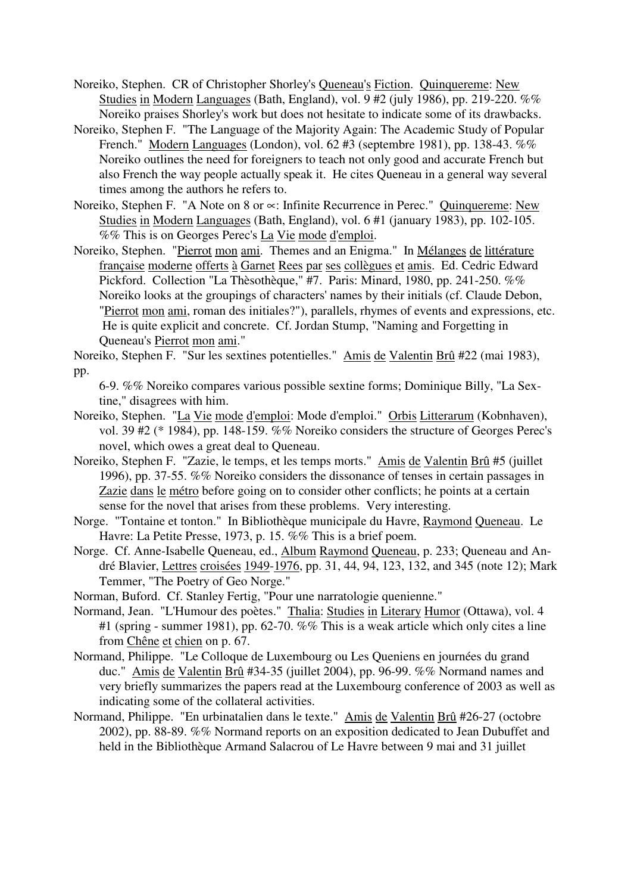Noreiko, Stephen. CR of Christopher Shorley's Queneau's Fiction. Quinquereme: New Studies in Modern Languages (Bath, England), vol. 9 #2 (july 1986), pp. 219-220. %% Noreiko praises Shorley's work but does not hesitate to indicate some of its drawbacks.

Noreiko, Stephen F. "The Language of the Majority Again: The Academic Study of Popular French." Modern Languages (London), vol. 62 #3 (septembre 1981), pp. 138-43. %% Noreiko outlines the need for foreigners to teach not only good and accurate French but also French the way people actually speak it. He cites Queneau in a general way several times among the authors he refers to.

Noreiko, Stephen F. "A Note on 8 or ∝: Infinite Recurrence in Perec." Quinquereme: New Studies in Modern Languages (Bath, England), vol. 6 #1 (january 1983), pp. 102-105. %% This is on Georges Perec's La Vie mode d'emploi.

Noreiko, Stephen. "Pierrot mon ami. Themes and an Enigma." In Mélanges de littérature française moderne offerts à Garnet Rees par ses collègues et amis. Ed. Cedric Edward Pickford. Collection "La Thèsothèque," #7. Paris: Minard, 1980, pp. 241-250. %% Noreiko looks at the groupings of characters' names by their initials (cf. Claude Debon, "Pierrot mon ami, roman des initiales?"), parallels, rhymes of events and expressions, etc. He is quite explicit and concrete. Cf. Jordan Stump, "Naming and Forgetting in Queneau's Pierrot mon ami."

Noreiko, Stephen F. "Sur les sextines potentielles." Amis de Valentin Brû #22 (mai 1983), pp.

6-9. %% Noreiko compares various possible sextine forms; Dominique Billy, "La Sextine," disagrees with him.

Noreiko, Stephen. "La Vie mode d'emploi: Mode d'emploi." Orbis Litterarum (Kobnhaven), vol. 39 #2 (* 1984), pp. 148-159. %% Noreiko considers the structure of Georges Perec's novel, which owes a great deal to Queneau.

Noreiko, Stephen F. "Zazie, le temps, et les temps morts." Amis de Valentin Brû #5 (juillet 1996), pp. 37-55. %% Noreiko considers the dissonance of tenses in certain passages in Zazie dans le métro before going on to consider other conflicts; he points at a certain sense for the novel that arises from these problems. Very interesting.

Norge. "Tontaine et tonton." In Bibliothèque municipale du Havre, Raymond Queneau. Le Havre: La Petite Presse, 1973, p. 15. %% This is a brief poem.

Norge. Cf. Anne-Isabelle Queneau, ed., Album Raymond Queneau, p. 233; Queneau and André Blavier, Lettres croisées 1949-1976, pp. 31, 44, 94, 123, 132, and 345 (note 12); Mark Temmer, "The Poetry of Geo Norge."

Norman, Buford. Cf. Stanley Fertig, "Pour une narratologie quenienne."

Normand, Jean. "L'Humour des poètes." Thalia: Studies in Literary Humor (Ottawa), vol. 4 #1 (spring - summer 1981), pp. 62-70. %% This is a weak article which only cites a line from Chêne et chien on p. 67.

Normand, Philippe. "Le Colloque de Luxembourg ou Les Queniens en journées du grand duc." Amis de Valentin Brû #34-35 (juillet 2004), pp. 96-99. %% Normand names and very briefly summarizes the papers read at the Luxembourg conference of 2003 as well as indicating some of the collateral activities.

Normand, Philippe. "En urbinatalien dans le texte." Amis de Valentin Brû #26-27 (octobre 2002), pp. 88-89. %% Normand reports on an exposition dedicated to Jean Dubuffet and held in the Bibliothèque Armand Salacrou of Le Havre between 9 mai and 31 juillet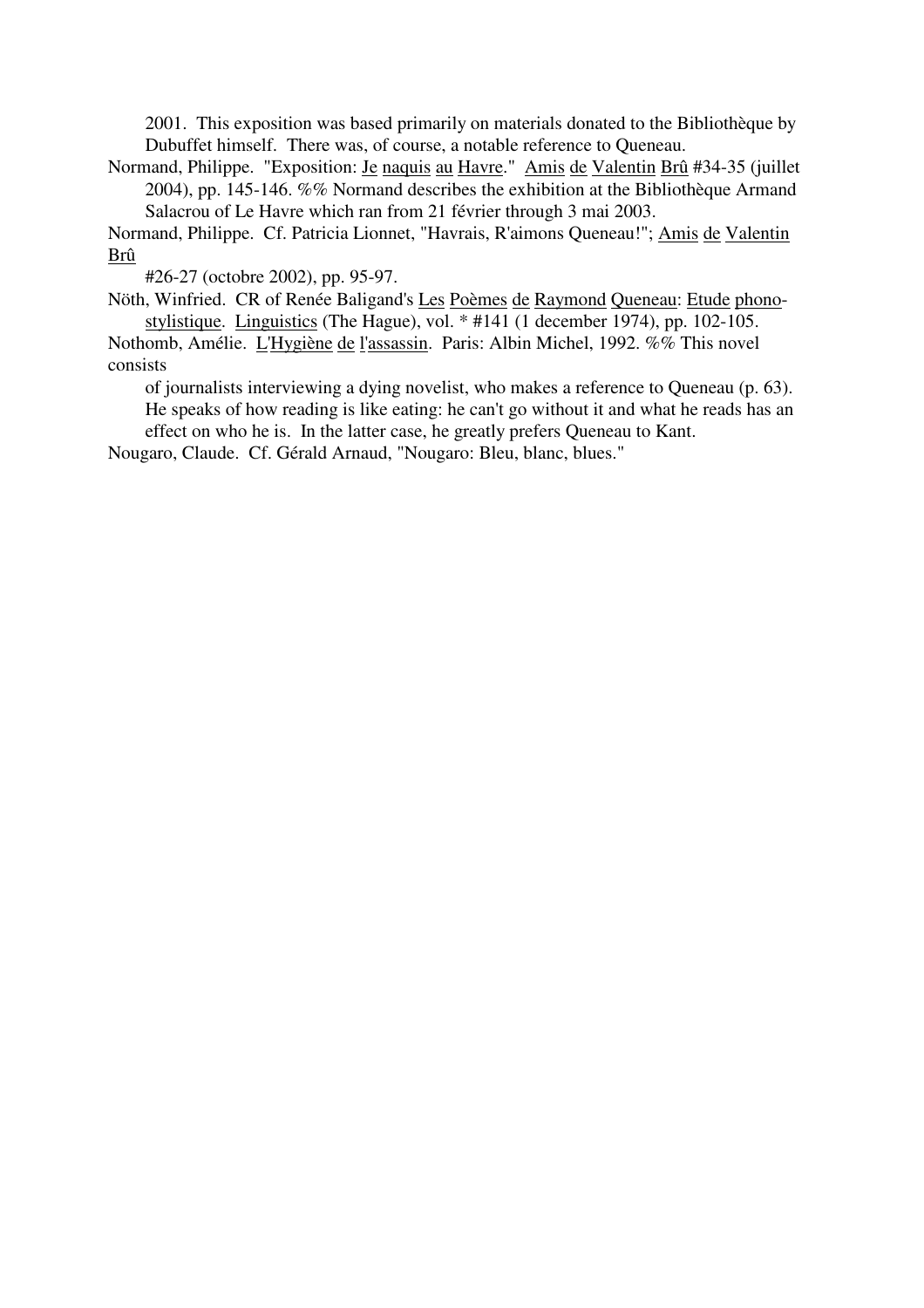2001. This exposition was based primarily on materials donated to the Bibliothèque by Dubuffet himself. There was, of course, a notable reference to Queneau.

Normand, Philippe. "Exposition: Je naquis au Havre." Amis de Valentin Brû #34-35 (juillet 2004), pp. 145-146. %% Normand describes the exhibition at the Bibliothèque Armand Salacrou of Le Havre which ran from 21 février through 3 mai 2003.

Normand, Philippe. Cf. Patricia Lionnet, "Havrais, R'aimons Queneau!"; Amis de Valentin Brû #26-27 (octobre 2002), pp. 95-97.

Nöth, Winfried. CR of Renée Baligand's Les Poèmes de Raymond Queneau: Etude phono-stylistique. Linguistics (The Hague), vol. * #141 (1 december 1974), pp. 102-105.

Nothomb, Amélie. L'Hygiène de l'assassin. Paris: Albin Michel, 1992. %% This novel consists of journalists interviewing a dying novelist, who makes a reference to Queneau (p. 63). He speaks of how reading is like eating: he can't go without it and what he reads has an effect on who he is. In the latter case, he greatly prefers Queneau to Kant.

Nougaro, Claude. Cf. Gérald Arnaud, "Nougaro: Bleu, blanc, blues."